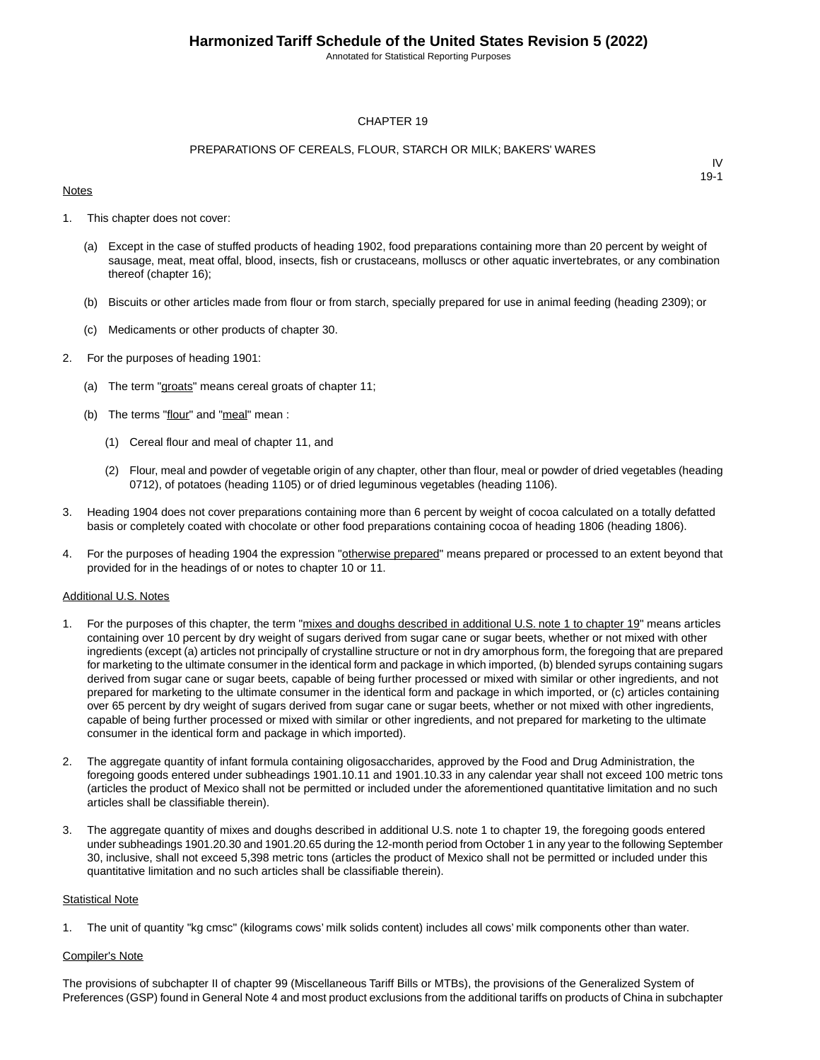# CHAPTER 19

## PREPARATIONS OF CEREALS, FLOUR, STARCH OR MILK; BAKERS' WARES

IV
19-1

Notes

1. This chapter does not cover:

   (a) Except in the case of stuffed products of heading 1902, food preparations containing more than 20 percent by weight of sausage, meat, meat offal, blood, insects, fish or crustaceans, molluscs or other aquatic invertebrates, or any combination thereof (chapter 16);

   (b) Biscuits or other articles made from flour or from starch, specially prepared for use in animal feeding (heading 2309); or

   (c) Medicaments or other products of chapter 30.

2. For the purposes of heading 1901:

   (a) The term "groats" means cereal groats of chapter 11;

   (b) The terms "flour" and "meal" mean :

      (1) Cereal flour and meal of chapter 11, and

      (2) Flour, meal and powder of vegetable origin of any chapter, other than flour, meal or powder of dried vegetables (heading 0712), of potatoes (heading 1105) or of dried leguminous vegetables (heading 1106).

3. Heading 1904 does not cover preparations containing more than 6 percent by weight of cocoa calculated on a totally defatted basis or completely coated with chocolate or other food preparations containing cocoa of heading 1806 (heading 1806).

4. For the purposes of heading 1904 the expression "otherwise prepared" means prepared or processed to an extent beyond that provided for in the headings of or notes to chapter 10 or 11.

Additional U.S. Notes

1. For the purposes of this chapter, the term "mixes and doughs described in additional U.S. note 1 to chapter 19" means articles containing over 10 percent by dry weight of sugars derived from sugar cane or sugar beets, whether or not mixed with other ingredients (except (a) articles not principally of crystalline structure or not in dry amorphous form, the foregoing that are prepared for marketing to the ultimate consumer in the identical form and package in which imported, (b) blended syrups containing sugars derived from sugar cane or sugar beets, capable of being further processed or mixed with similar or other ingredients, and not prepared for marketing to the ultimate consumer in the identical form and package in which imported, or (c) articles containing over 65 percent by dry weight of sugars derived from sugar cane or sugar beets, whether or not mixed with other ingredients, capable of being further processed or mixed with similar or other ingredients, and not prepared for marketing to the ultimate consumer in the identical form and package in which imported).

2. The aggregate quantity of infant formula containing oligosaccharides, approved by the Food and Drug Administration, the foregoing goods entered under subheadings 1901.10.11 and 1901.10.33 in any calendar year shall not exceed 100 metric tons (articles the product of Mexico shall not be permitted or included under the aforementioned quantitative limitation and no such articles shall be classifiable therein).

3. The aggregate quantity of mixes and doughs described in additional U.S. note 1 to chapter 19, the foregoing goods entered under subheadings 1901.20.30 and 1901.20.65 during the 12-month period from October 1 in any year to the following September 30, inclusive, shall not exceed 5,398 metric tons (articles the product of Mexico shall not be permitted or included under this quantitative limitation and no such articles shall be classifiable therein).

Statistical Note

1. The unit of quantity "kg cmsc" (kilograms cows' milk solids content) includes all cows' milk components other than water.

Compiler's Note

The provisions of subchapter II of chapter 99 (Miscellaneous Tariff Bills or MTBs), the provisions of the Generalized System of Preferences (GSP) found in General Note 4 and most product exclusions from the additional tariffs on products of China in subchapter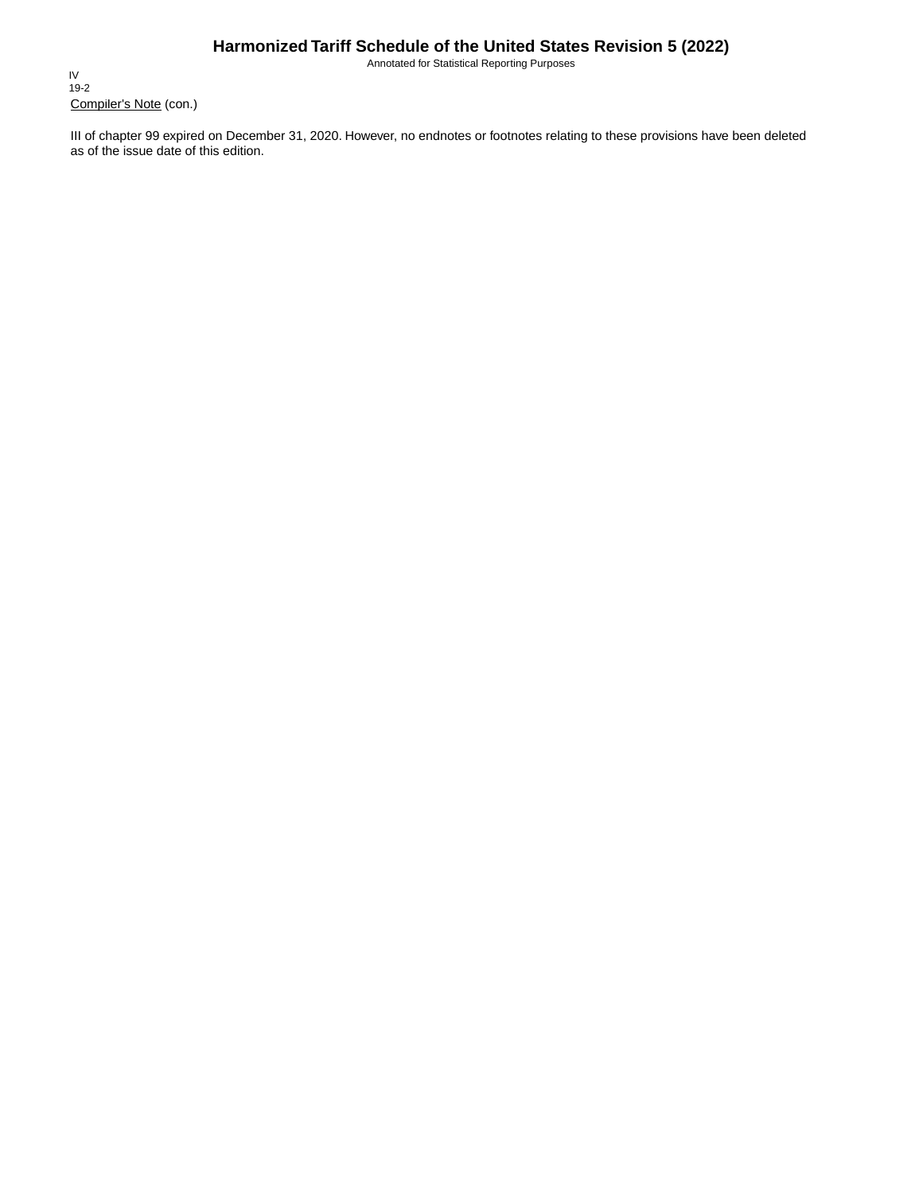Compiler's Note (con.)

III of chapter 99 expired on December 31, 2020. However, no endnotes or footnotes relating to these provisions have been deleted as of the issue date of this edition.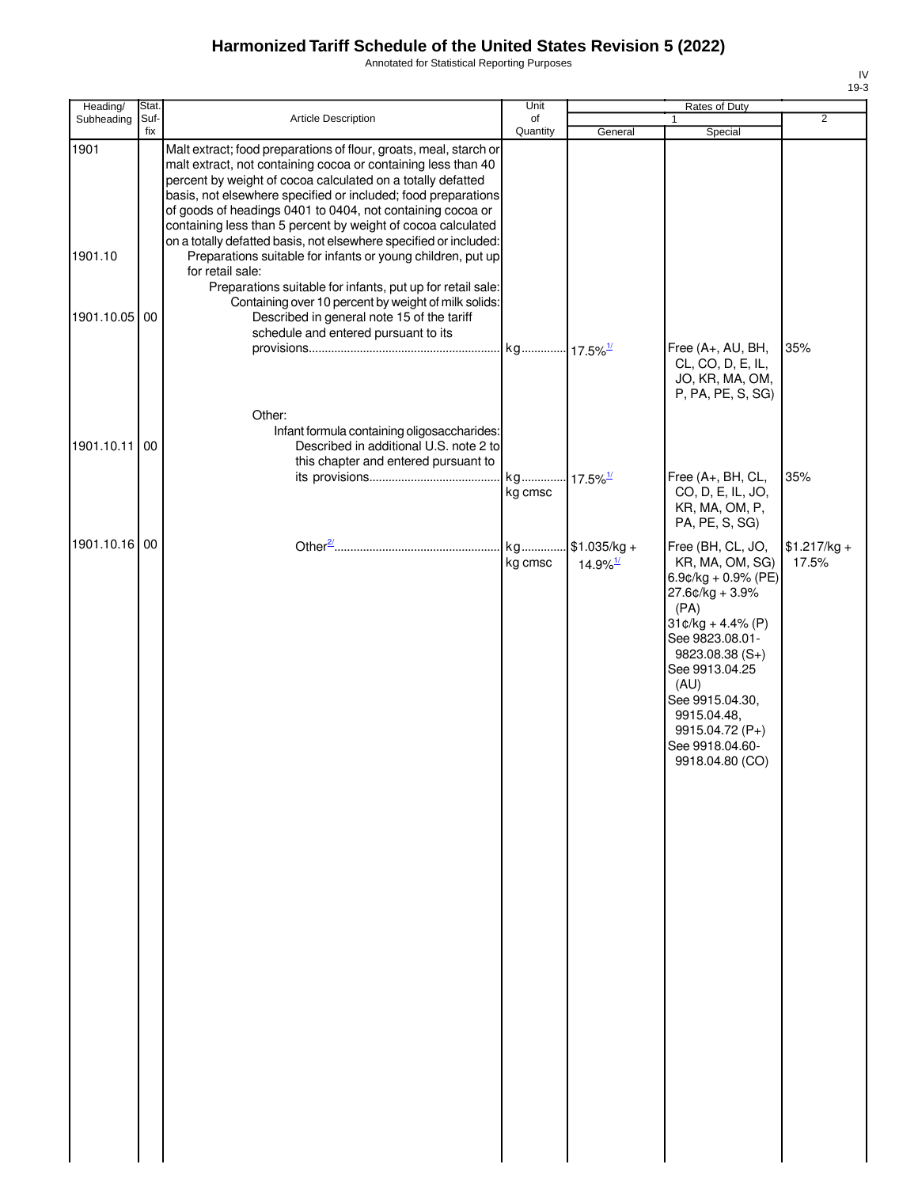# Harmonized Tariff Schedule of the United States Revision 5 (2022)

Annotated for Statistical Reporting Purposes

IV
19-3

| Heading/ Subheading | Stat. Suf-fix | Article Description | Unit of Quantity | Rates of Duty 1 General | Special | 2 |
|---|---|---|---|---|---|---|
| 1901 | | Malt extract; food preparations of flour, groats, meal, starch or malt extract, not containing cocoa or containing less than 40 percent by weight of cocoa calculated on a totally defatted basis, not elsewhere specified or included; food preparations of goods of headings 0401 to 0404, not containing cocoa or containing less than 5 percent by weight of cocoa calculated on a totally defatted basis, not elsewhere specified or included: | | | | |
| 1901.10 | | Preparations suitable for infants or young children, put up for retail sale: | | | | |
| | | Preparations suitable for infants, put up for retail sale: | | | | |
| | | Containing over 10 percent by weight of milk solids: | | | | |
| 1901.10.05 | 00 | Described in general note 15 of the tariff schedule and entered pursuant to its provisions | kg | 17.5%[1/] | Free (A+, AU, BH, CL, CO, D, E, IL, JO, KR, MA, OM, P, PA, PE, S, SG) | 35% |
| | | Other: | | | | |
| | | Infant formula containing oligosaccharides: | | | | |
| 1901.10.11 | 00 | Described in additional U.S. note 2 to this chapter and entered pursuant to its provisions | kg<br>kg cmsc | 17.5%[1/] | Free (A+, BH, CL, CO, D, E, IL, JO, KR, MA, OM, P, PA, PE, S, SG) | 35% |
| 1901.10.16 | 00 | Other[2/] | kg<br>kg cmsc | $1.035/kg + 14.9%[1/] | Free (BH, CL, JO, KR, MA, OM, SG)<br>6.9¢/kg + 0.9% (PE)<br>27.6¢/kg + 3.9% (PA)<br>31¢/kg + 4.4% (P)<br>See 9823.08.01-9823.08.38 (S+)<br>See 9913.04.25 (AU)<br>See 9915.04.30, 9915.04.48, 9915.04.72 (P+)<br>See 9918.04.60-9918.04.80 (CO) | $1.217/kg + 17.5% |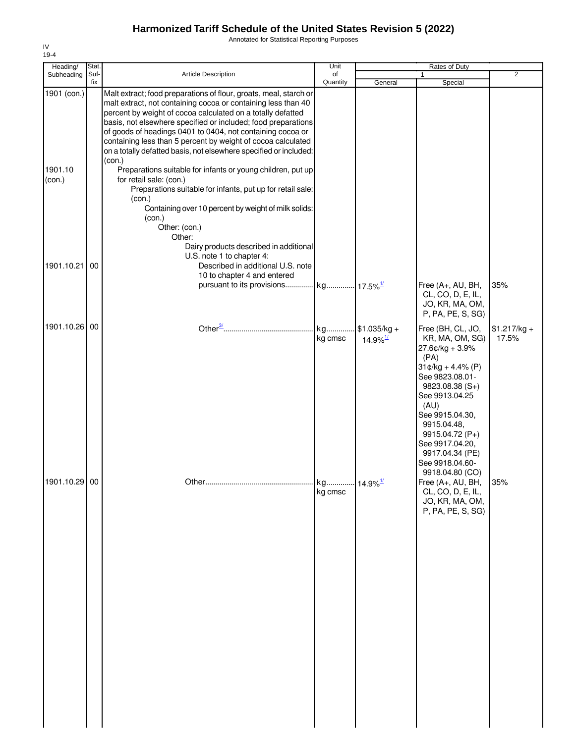# Harmonized Tariff Schedule of the United States Revision 5 (2022)

Annotated for Statistical Reporting Purposes

IV
19-4

| Heading/ Subheading | Stat. Suf- fix | Article Description | Unit of Quantity | Rates of Duty 1 General | Special | 2 |
|---|---|---|---|---|---|---|
| 1901 (con.) | | Malt extract; food preparations of flour, groats, meal, starch or malt extract, not containing cocoa or containing less than 40 percent by weight of cocoa calculated on a totally defatted basis, not elsewhere specified or included; food preparations of goods of headings 0401 to 0404, not containing cocoa or containing less than 5 percent by weight of cocoa calculated on a totally defatted basis, not elsewhere specified or included: (con.) | | | | |
| 1901.10 (con.) | | Preparations suitable for infants or young children, put up for retail sale: (con.) | | | | |
| | | Preparations suitable for infants, put up for retail sale: (con.) | | | | |
| | | Containing over 10 percent by weight of milk solids: (con.) | | | | |
| | | Other: (con.) | | | | |
| | | Other: | | | | |
| | | Dairy products described in additional U.S. note 1 to chapter 4: | | | | |
| 1901.10.21 | 00 | Described in additional U.S. note 10 to chapter 4 and entered pursuant to its provisions | kg | 17.5%[1/] | Free (A+, AU, BH, CL, CO, D, E, IL, JO, KR, MA, OM, P, PA, PE, S, SG) | 35% |
| 1901.10.26 | 00 | Other[3/] | kg<br>kg cmsc | $1.035/kg + 14.9%[1/] | Free (BH, CL, JO, KR, MA, OM, SG)<br>27.6¢/kg + 3.9% (PA)<br>31¢/kg + 4.4% (P)<br>See 9823.08.01-9823.08.38 (S+)<br>See 9913.04.25 (AU)<br>See 9915.04.30, 9915.04.48, 9915.04.72 (P+)<br>See 9917.04.20, 9917.04.34 (PE)<br>See 9918.04.60-9918.04.80 (CO) | $1.217/kg + 17.5% |
| 1901.10.29 | 00 | Other | kg<br>kg cmsc | 14.9%[1/] | Free (A+, AU, BH, CL, CO, D, E, IL, JO, KR, MA, OM, P, PA, PE, S, SG) | 35% |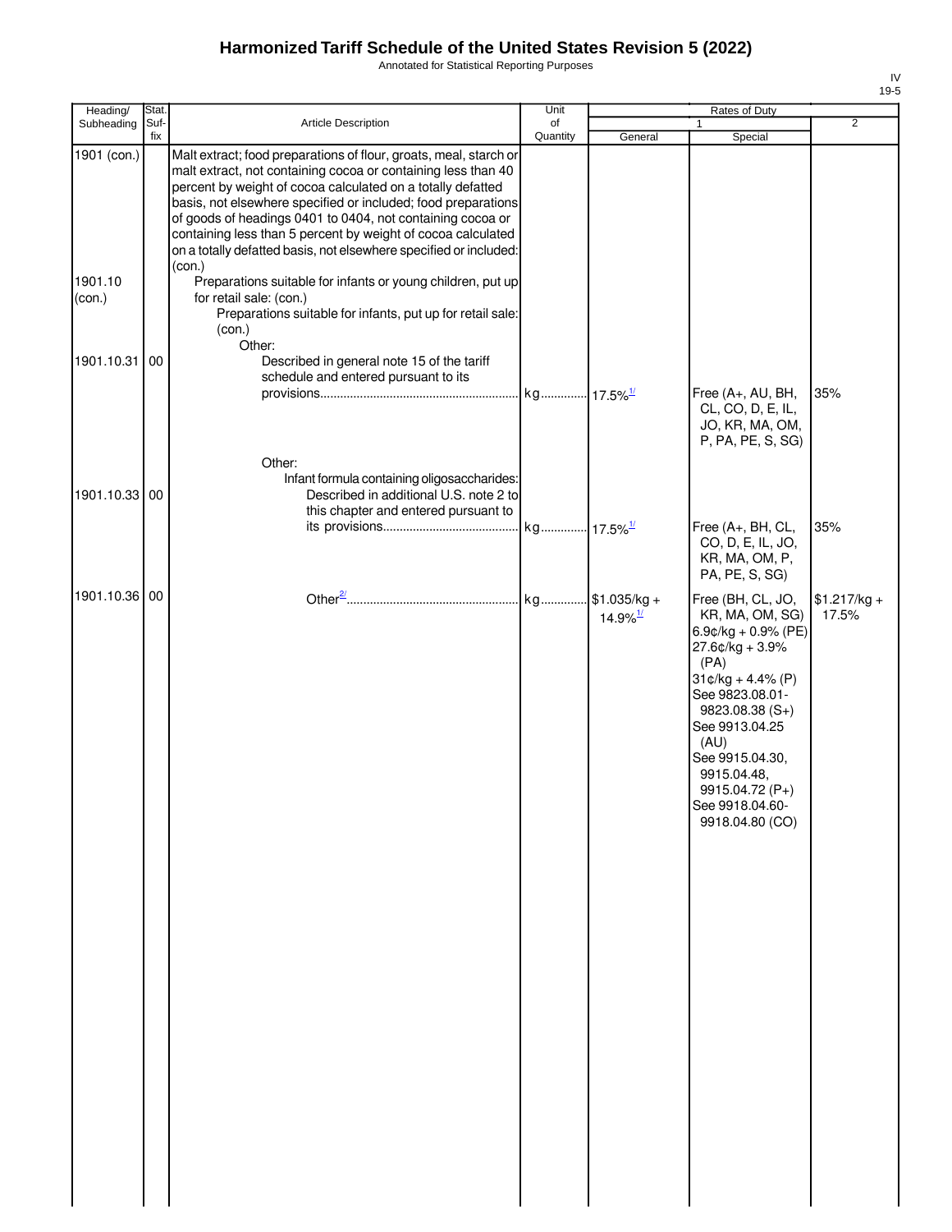# Harmonized Tariff Schedule of the United States Revision 5 (2022)

Annotated for Statistical Reporting Purposes

| Heading/ Subheading | Stat. Suf- fix | Article Description | Unit of Quantity | Rates of Duty 1 General | Rates of Duty 1 Special | Rates of Duty 2 |
|---|---|---|---|---|---|---|
| 1901 (con.) | | Malt extract; food preparations of flour, groats, meal, starch or malt extract, not containing cocoa or containing less than 40 percent by weight of cocoa calculated on a totally defatted basis, not elsewhere specified or included; food preparations of goods of headings 0401 to 0404, not containing cocoa or containing less than 5 percent by weight of cocoa calculated on a totally defatted basis, not elsewhere specified or included: (con.) | | | | |
| 1901.10 (con.) | | Preparations suitable for infants or young children, put up for retail sale: (con.) | | | | |
| | | Preparations suitable for infants, put up for retail sale: (con.) | | | | |
| | | Other: | | | | |
| 1901.10.31 | 00 | Described in general note 15 of the tariff schedule and entered pursuant to its provisions | kg | 17.5%[1/] | Free (A+, AU, BH, CL, CO, D, E, IL, JO, KR, MA, OM, P, PA, PE, S, SG) | 35% |
| | | Other: | | | | |
| | | Infant formula containing oligosaccharides: | | | | |
| 1901.10.33 | 00 | Described in additional U.S. note 2 to this chapter and entered pursuant to its provisions | kg | 17.5%[1/] | Free (A+, BH, CL, CO, D, E, IL, JO, KR, MA, OM, P, PA, PE, S, SG) | 35% |
| 1901.10.36 | 00 | Other[2/] | kg | $1.035/kg + 14.9%[1/] | Free (BH, CL, JO, KR, MA, OM, SG)<br>6.9¢/kg + 0.9% (PE)<br>27.6¢/kg + 3.9% (PA)<br>31¢/kg + 4.4% (P)<br>See 9823.08.01-9823.08.38 (S+)<br>See 9913.04.25 (AU)<br>See 9915.04.30, 9915.04.48, 9915.04.72 (P+)<br>See 9918.04.60-9918.04.80 (CO) | $1.217/kg + 17.5% |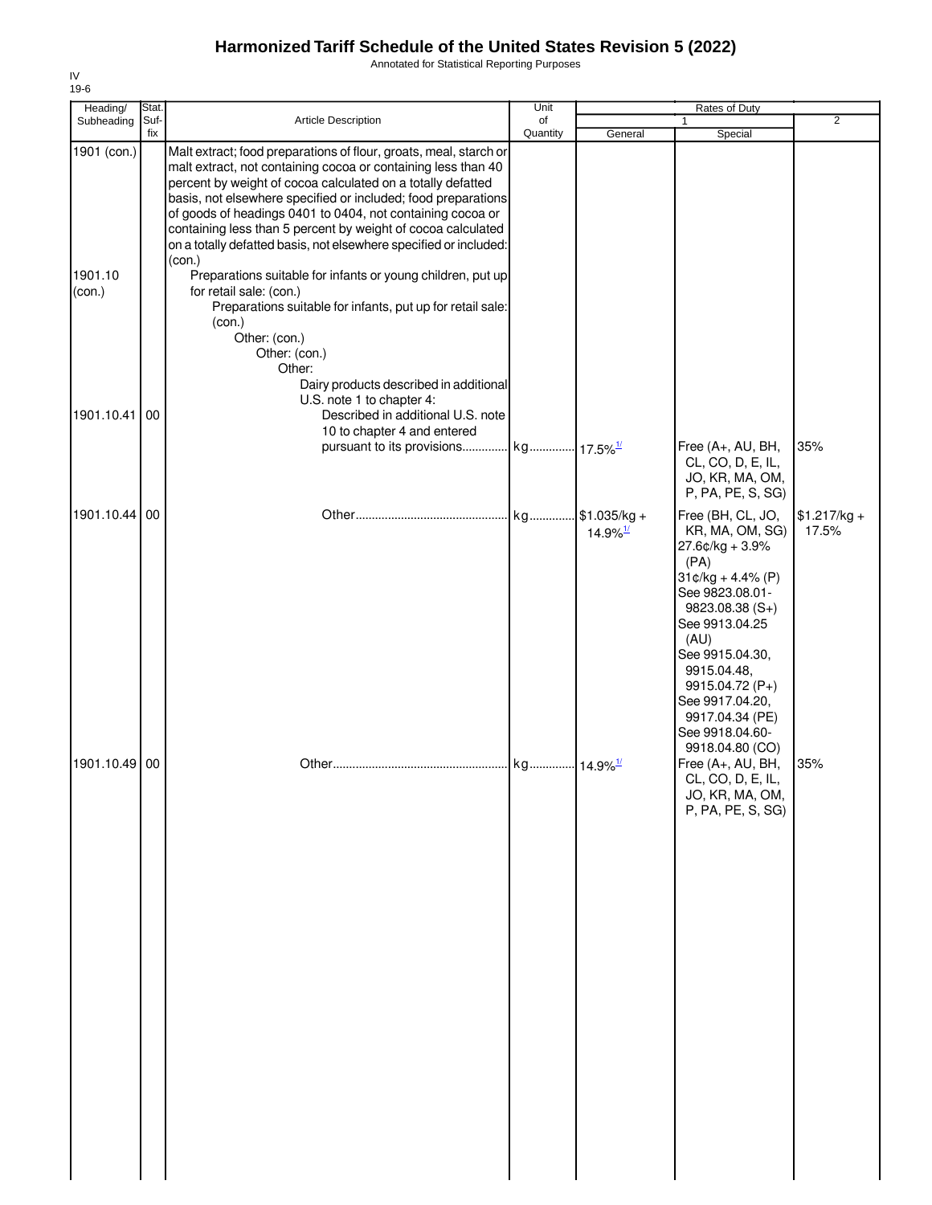# Harmonized Tariff Schedule of the United States Revision 5 (2022)

Annotated for Statistical Reporting Purposes

IV
19-6

| Heading/ Subheading | Stat. Suf- fix | Article Description | Unit of Quantity | Rates of Duty | | |
|---|---|---|---|---|---|---|
| | | | | 1 | | 2 |
| | | | | General | Special | |
| 1901 (con.) | | Malt extract; food preparations of flour, groats, meal, starch or malt extract, not containing cocoa or containing less than 40 percent by weight of cocoa calculated on a totally defatted basis, not elsewhere specified or included; food preparations of goods of headings 0401 to 0404, not containing cocoa or containing less than 5 percent by weight of cocoa calculated on a totally defatted basis, not elsewhere specified or included: (con.) | | | | |
| 1901.10 (con.) | | Preparations suitable for infants or young children, put up for retail sale: (con.) | | | | |
| | | Preparations suitable for infants, put up for retail sale: (con.) | | | | |
| | | Other: (con.) | | | | |
| | | Other: (con.) | | | | |
| | | Other: | | | | |
| | | Dairy products described in additional U.S. note 1 to chapter 4: | | | | |
| 1901.10.41 | 00 | Described in additional U.S. note 10 to chapter 4 and entered pursuant to its provisions | kg | 17.5%[1/] | Free (A+, AU, BH, CL, CO, D, E, IL, JO, KR, MA, OM, P, PA, PE, S, SG) | 35% |
| 1901.10.44 | 00 | Other | kg | $1.035/kg + 14.9%[1/] | Free (BH, CL, JO, KR, MA, OM, SG)<br>27.6¢/kg + 3.9% (PA)<br>31¢/kg + 4.4% (P)<br>See 9823.08.01-9823.08.38 (S+)<br>See 9913.04.25 (AU)<br>See 9915.04.30, 9915.04.48, 9915.04.72 (P+)<br>See 9917.04.20, 9917.04.34 (PE)<br>See 9918.04.60-9918.04.80 (CO) | $1.217/kg + 17.5% |
| 1901.10.49 | 00 | Other | kg | 14.9%[1/] | Free (A+, AU, BH, CL, CO, D, E, IL, JO, KR, MA, OM, P, PA, PE, S, SG) | 35% |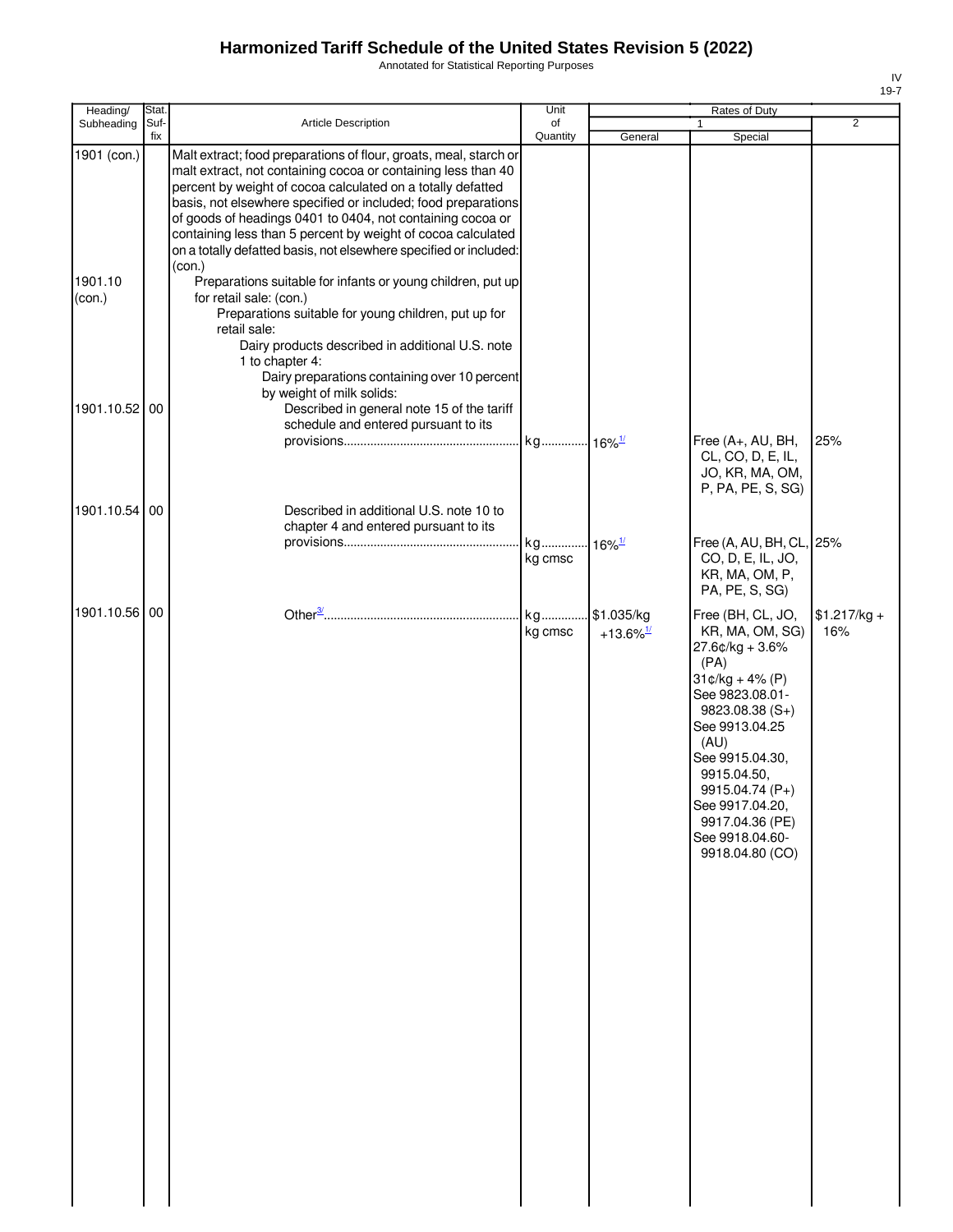# Harmonized Tariff Schedule of the United States Revision 5 (2022)

Annotated for Statistical Reporting Purposes

IV
19-7

| Heading/ Subheading | Stat. Suf- fix | Article Description | Unit of Quantity | Rates of Duty 1 General | Rates of Duty 1 Special | Rates of Duty 2 |
|---|---|---|---|---|---|---|
| 1901 (con.) | | Malt extract; food preparations of flour, groats, meal, starch or malt extract, not containing cocoa or containing less than 40 percent by weight of cocoa calculated on a totally defatted basis, not elsewhere specified or included; food preparations of goods of headings 0401 to 0404, not containing cocoa or containing less than 5 percent by weight of cocoa calculated on a totally defatted basis, not elsewhere specified or included: (con.) | | | | |
| 1901.10 (con.) | | Preparations suitable for infants or young children, put up for retail sale: (con.) | | | | |
| | | Preparations suitable for young children, put up for retail sale: | | | | |
| | | Dairy products described in additional U.S. note 1 to chapter 4: | | | | |
| | | Dairy preparations containing over 10 percent by weight of milk solids: | | | | |
| 1901.10.52 | 00 | Described in general note 15 of the tariff schedule and entered pursuant to its provisions | kg | 16%[1/] | Free (A+, AU, BH, CL, CO, D, E, IL, JO, KR, MA, OM, P, PA, PE, S, SG) | 25% |
| 1901.10.54 | 00 | Described in additional U.S. note 10 to chapter 4 and entered pursuant to its provisions | kg<br>kg cmsc | 16%[1/] | Free (A, AU, BH, CL, CO, D, E, IL, JO, KR, MA, OM, P, PA, PE, S, SG) | 25% |
| 1901.10.56 | 00 | Other[3/] | kg<br>kg cmsc | $1.035/kg +13.6%[1/] | Free (BH, CL, JO, KR, MA, OM, SG)<br>27.6¢/kg + 3.6% (PA)<br>31¢/kg + 4% (P)<br>See 9823.08.01-9823.08.38 (S+)<br>See 9913.04.25 (AU)<br>See 9915.04.30, 9915.04.50, 9915.04.74 (P+)<br>See 9917.04.20, 9917.04.36 (PE)<br>See 9918.04.60-9918.04.80 (CO) | $1.217/kg + 16% |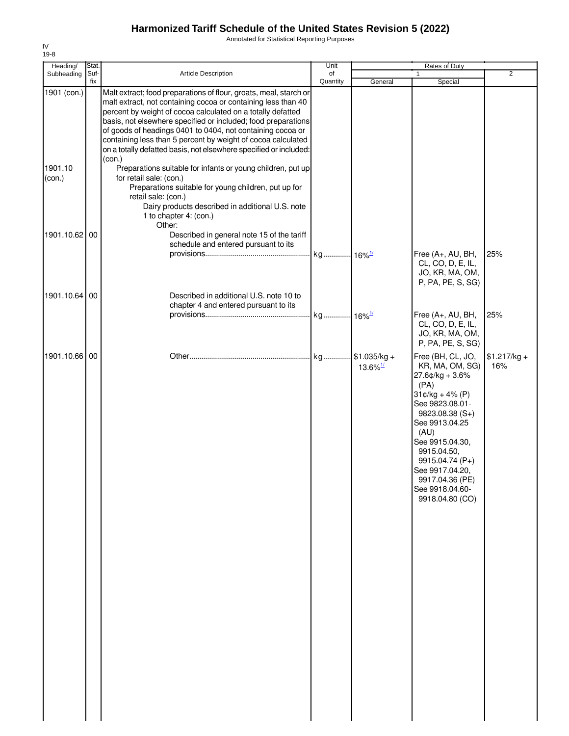# Harmonized Tariff Schedule of the United States Revision 5 (2022)

Annotated for Statistical Reporting Purposes

IV
19-8

| Heading/ Subheading | Stat. Suf- fix | Article Description | Unit of Quantity | Rates of Duty | | |
|---|---|---|---|---|---|---|
| | | | | 1 | | 2 |
| | | | | General | Special | |
| 1901 (con.) | | Malt extract; food preparations of flour, groats, meal, starch or malt extract, not containing cocoa or containing less than 40 percent by weight of cocoa calculated on a totally defatted basis, not elsewhere specified or included; food preparations of goods of headings 0401 to 0404, not containing cocoa or containing less than 5 percent by weight of cocoa calculated on a totally defatted basis, not elsewhere specified or included: (con.) | | | | |
| 1901.10 (con.) | | Preparations suitable for infants or young children, put up for retail sale: (con.) | | | | |
| | | Preparations suitable for young children, put up for retail sale: (con.) | | | | |
| | | Dairy products described in additional U.S. note 1 to chapter 4: (con.) | | | | |
| | | Other: | | | | |
| 1901.10.62 | 00 | Described in general note 15 of the tariff schedule and entered pursuant to its provisions | kg | 16%[1/] | Free (A+, AU, BH, CL, CO, D, E, IL, JO, KR, MA, OM, P, PA, PE, S, SG) | 25% |
| 1901.10.64 | 00 | Described in additional U.S. note 10 to chapter 4 and entered pursuant to its provisions | kg | 16%[1/] | Free (A+, AU, BH, CL, CO, D, E, IL, JO, KR, MA, OM, P, PA, PE, S, SG) | 25% |
| 1901.10.66 | 00 | Other | kg | $1.035/kg + 13.6%[1/] | Free (BH, CL, JO, KR, MA, OM, SG)<br>27.6¢/kg + 3.6% (PA)<br>31¢/kg + 4% (P)<br>See 9823.08.01-9823.08.38 (S+)<br>See 9913.04.25 (AU)<br>See 9915.04.30, 9915.04.50, 9915.04.74 (P+)<br>See 9917.04.20, 9917.04.36 (PE)<br>See 9918.04.60-9918.04.80 (CO) | $1.217/kg + 16% |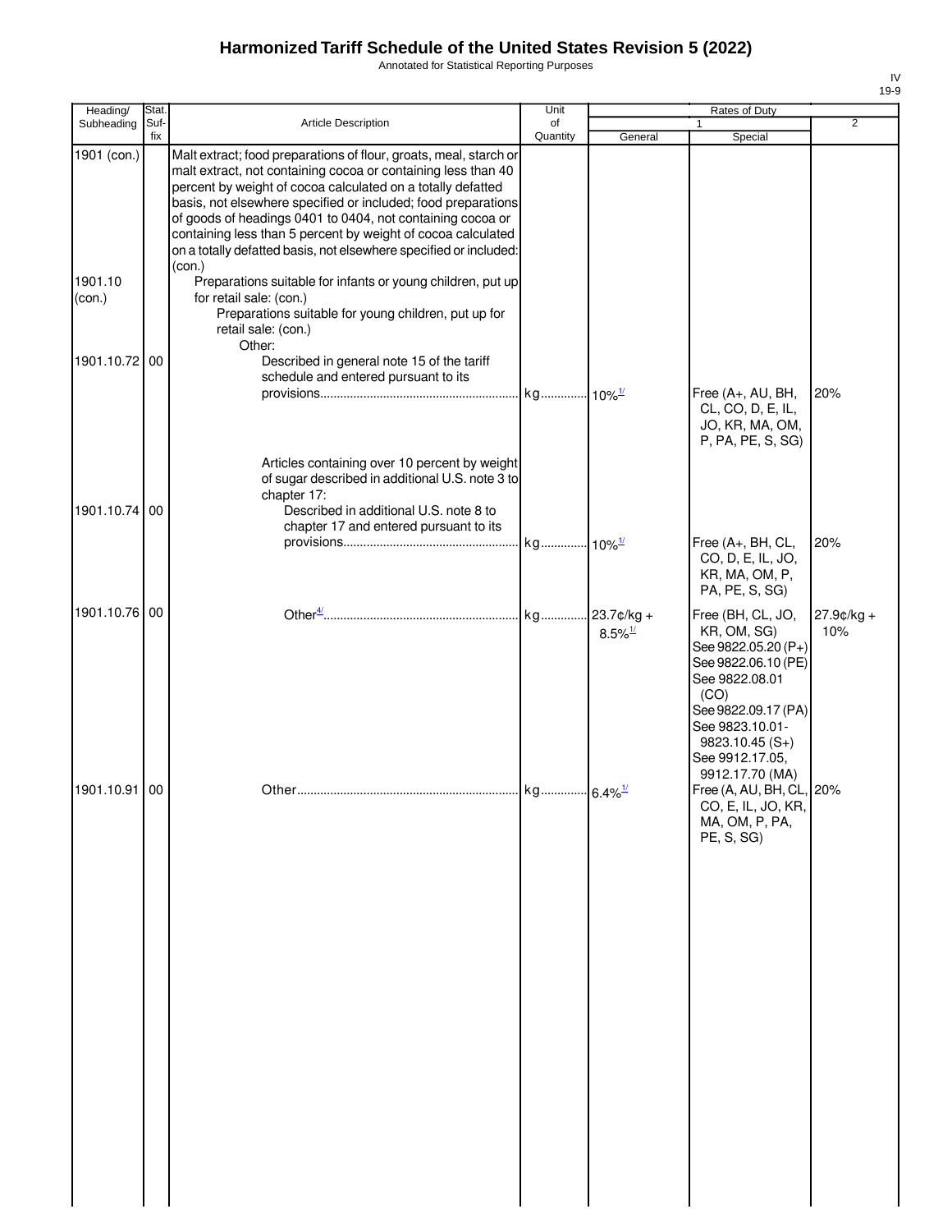# Harmonized Tariff Schedule of the United States Revision 5 (2022)

Annotated for Statistical Reporting Purposes

IV
19-9

| Heading/ Subheading | Stat. Suf- fix | Article Description | Unit of Quantity | Rates of Duty | | |
|---|---|---|---|---|---|---|
| | | | | 1 | | 2 |
| | | | | General | Special | |
| 1901 (con.) | | Malt extract; food preparations of flour, groats, meal, starch or malt extract, not containing cocoa or containing less than 40 percent by weight of cocoa calculated on a totally defatted basis, not elsewhere specified or included; food preparations of goods of headings 0401 to 0404, not containing cocoa or containing less than 5 percent by weight of cocoa calculated on a totally defatted basis, not elsewhere specified or included: (con.) | | | | |
| 1901.10 (con.) | | Preparations suitable for infants or young children, put up for retail sale: (con.) | | | | |
| | | Preparations suitable for young children, put up for retail sale: (con.) | | | | |
| | | Other: | | | | |
| 1901.10.72 | 00 | Described in general note 15 of the tariff schedule and entered pursuant to its provisions | kg | 10%[1/] | Free (A+, AU, BH, CL, CO, D, E, IL, JO, KR, MA, OM, P, PA, PE, S, SG) | 20% |
| | | Articles containing over 10 percent by weight of sugar described in additional U.S. note 3 to chapter 17: | | | | |
| 1901.10.74 | 00 | Described in additional U.S. note 8 to chapter 17 and entered pursuant to its provisions | kg | 10%[1/] | Free (A+, BH, CL, CO, D, E, IL, JO, KR, MA, OM, P, PA, PE, S, SG) | 20% |
| 1901.10.76 | 00 | Other[4/] | kg | 23.7¢/kg + 8.5%[1/] | Free (BH, CL, JO, KR, OM, SG) See 9822.05.20 (P+) See 9822.06.10 (PE) See 9822.08.01 (CO) See 9822.09.17 (PA) See 9823.10.01-9823.10.45 (S+) See 9912.17.05, 9912.17.70 (MA) | 27.9¢/kg + 10% |
| 1901.10.91 | 00 | Other | kg | 6.4%[1/] | Free (A, AU, BH, CL, CO, E, IL, JO, KR, MA, OM, P, PA, PE, S, SG) | 20% |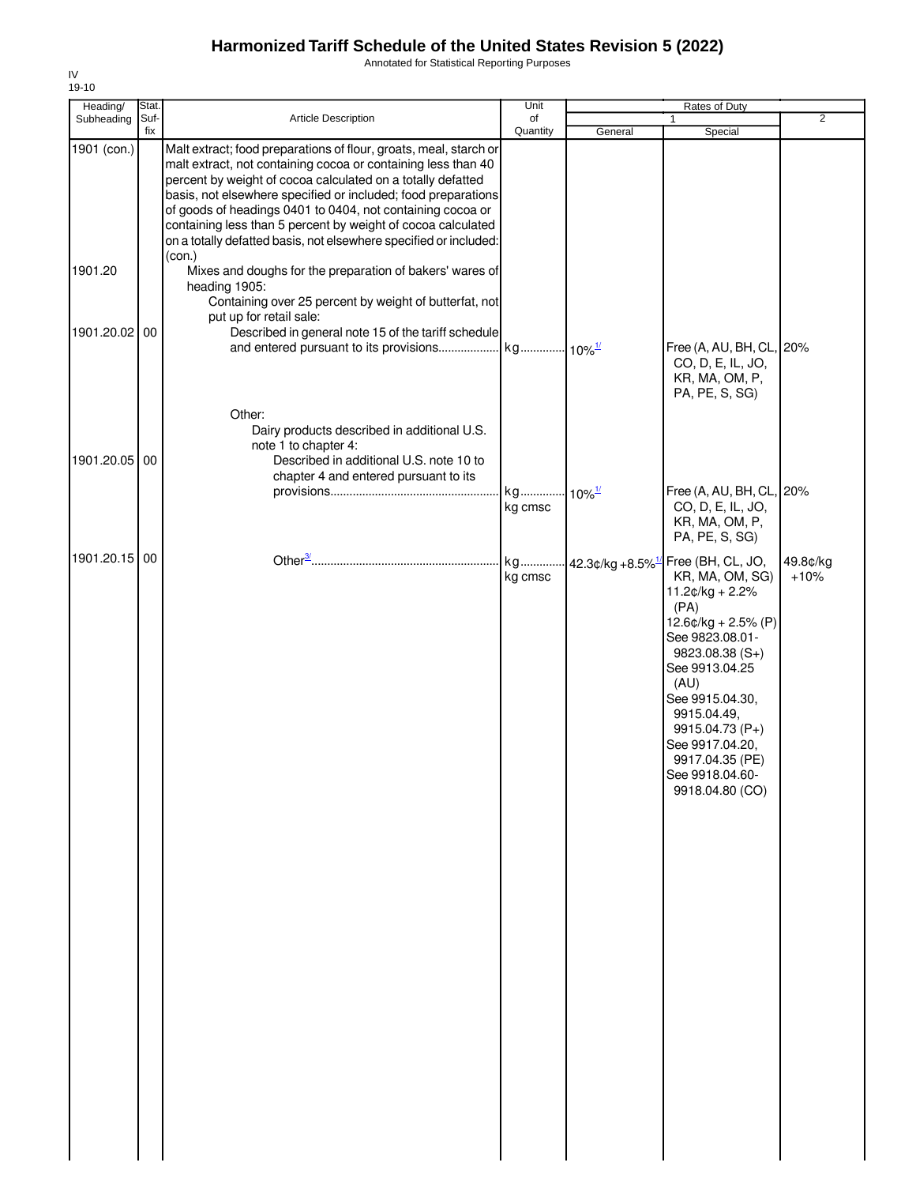# Harmonized Tariff Schedule of the United States Revision 5 (2022)

Annotated for Statistical Reporting Purposes

IV
19-10

| Heading/ Subheading | Stat. Suf-fix | Article Description | Unit of Quantity | Rates of Duty | | |
|---|---|---|---|---|---|---|
| | | | | 1 | | 2 |
| | | | | General | Special | |
| 1901 (con.) | | Malt extract; food preparations of flour, groats, meal, starch or malt extract, not containing cocoa or containing less than 40 percent by weight of cocoa calculated on a totally defatted basis, not elsewhere specified or included; food preparations of goods of headings 0401 to 0404, not containing cocoa or containing less than 5 percent by weight of cocoa calculated on a totally defatted basis, not elsewhere specified or included: (con.) | | | | |
| 1901.20 | | Mixes and doughs for the preparation of bakers' wares of heading 1905: | | | | |
| | | Containing over 25 percent by weight of butterfat, not put up for retail sale: | | | | |
| 1901.20.02 | 00 | Described in general note 15 of the tariff schedule and entered pursuant to its provisions | kg | 10%[1/] | Free (A, AU, BH, CL, CO, D, E, IL, JO, KR, MA, OM, P, PA, PE, S, SG) | 20% |
| | | Other: | | | | |
| | | Dairy products described in additional U.S. note 1 to chapter 4: | | | | |
| 1901.20.05 | 00 | Described in additional U.S. note 10 to chapter 4 and entered pursuant to its provisions | kg<br>kg cmsc | 10%[1/] | Free (A, AU, BH, CL, CO, D, E, IL, JO, KR, MA, OM, P, PA, PE, S, SG) | 20% |
| 1901.20.15 | 00 | Other[3/] | kg<br>kg cmsc | 42.3¢/kg + 8.5%[1/] | Free (BH, CL, JO, KR, MA, OM, SG)<br>11.2¢/kg + 2.2% (PA)<br>12.6¢/kg + 2.5% (P)<br>See 9823.08.01-9823.08.38 (S+)<br>See 9913.04.25 (AU)<br>See 9915.04.30, 9915.04.49, 9915.04.73 (P+)<br>See 9917.04.20, 9917.04.35 (PE)<br>See 9918.04.60-9918.04.80 (CO) | 49.8¢/kg + 10% |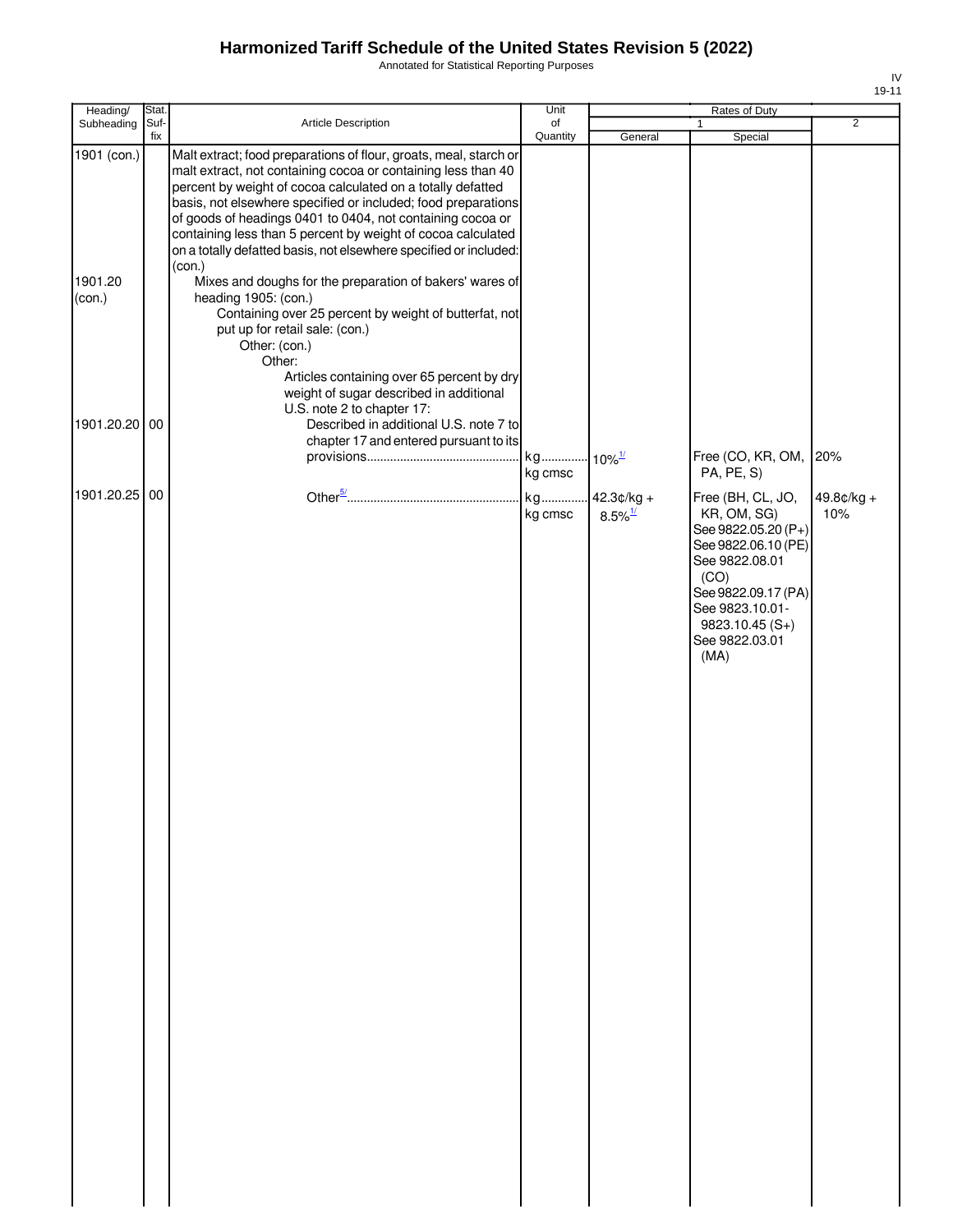# Harmonized Tariff Schedule of the United States Revision 5 (2022)

Annotated for Statistical Reporting Purposes

IV
19-11

| Heading/ Subheading | Stat. Suf-fix | Article Description | Unit of Quantity | Rates of Duty 1 General | Special | 2 |
|---|---|---|---|---|---|---|
| 1901 (con.) | | Malt extract; food preparations of flour, groats, meal, starch or malt extract, not containing cocoa or containing less than 40 percent by weight of cocoa calculated on a totally defatted basis, not elsewhere specified or included; food preparations of goods of headings 0401 to 0404, not containing cocoa or containing less than 5 percent by weight of cocoa calculated on a totally defatted basis, not elsewhere specified or included: (con.) | | | | |
| 1901.20 (con.) | | Mixes and doughs for the preparation of bakers' wares of heading 1905: (con.) | | | | |
| | | Containing over 25 percent by weight of butterfat, not put up for retail sale: (con.) | | | | |
| | | Other: (con.) | | | | |
| | | Other: | | | | |
| | | Articles containing over 65 percent by dry weight of sugar described in additional U.S. note 2 to chapter 17: | | | | |
| 1901.20.20 | 00 | Described in additional U.S. note 7 to chapter 17 and entered pursuant to its provisions | kg kg cmsc | 10%[1/] | Free (CO, KR, OM, PA, PE, S) | 20% |
| 1901.20.25 | 00 | Other[5/] | kg kg cmsc | 42.3¢/kg + 8.5%[1/] | Free (BH, CL, JO, KR, OM, SG) See 9822.05.20 (P+) See 9822.06.10 (PE) See 9822.08.01 (CO) See 9822.09.17 (PA) See 9823.10.01-9823.10.45 (S+) See 9822.03.01 (MA) | 49.8¢/kg + 10% |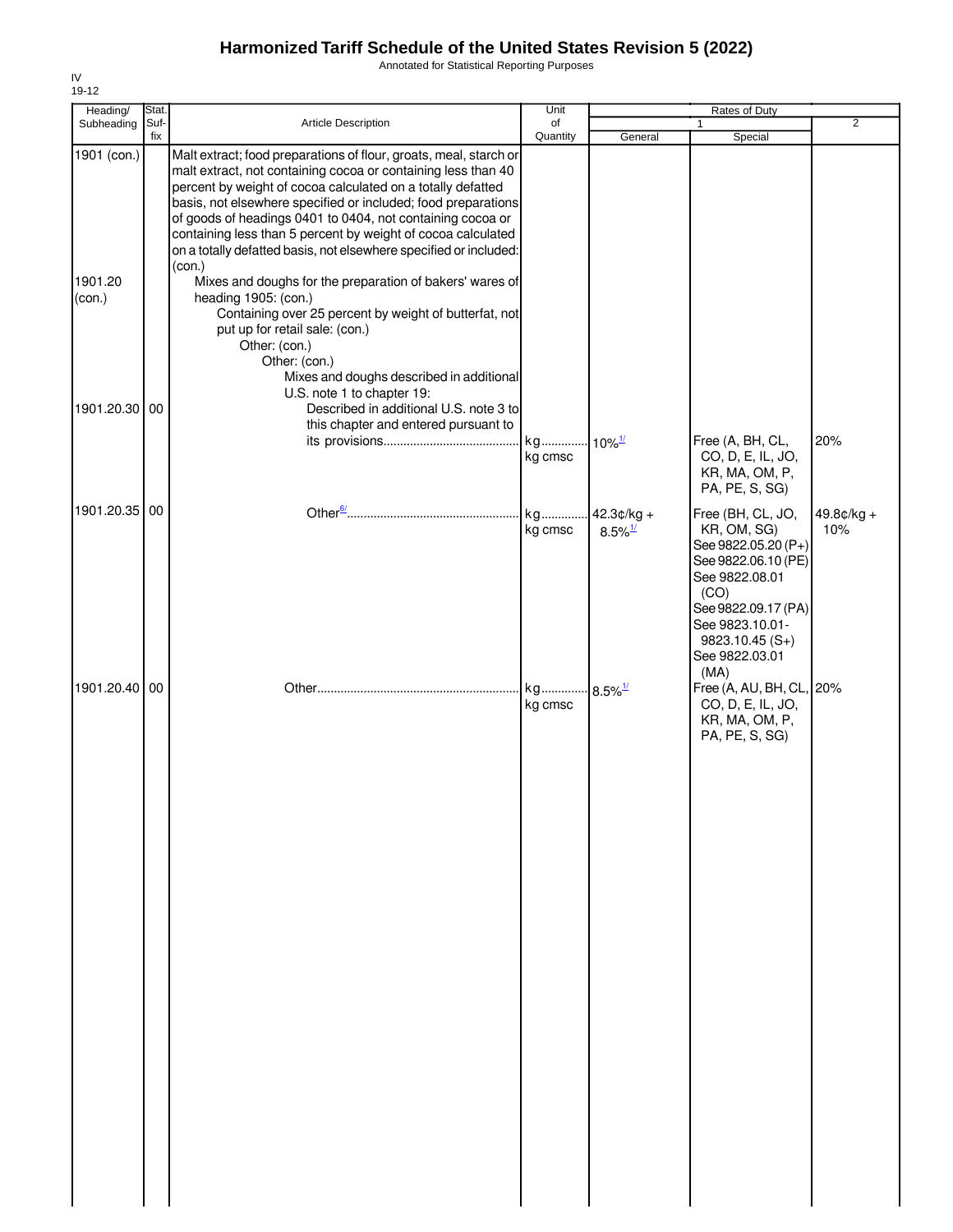# Harmonized Tariff Schedule of the United States Revision 5 (2022)

Annotated for Statistical Reporting Purposes

IV
19-12

| Heading/ Subheading | Stat. Suf- fix | Article Description | Unit of Quantity | Rates of Duty 1 General | Rates of Duty 1 Special | Rates of Duty 2 |
|---|---|---|---|---|---|---|
| 1901 (con.) | | Malt extract; food preparations of flour, groats, meal, starch or malt extract, not containing cocoa or containing less than 40 percent by weight of cocoa calculated on a totally defatted basis, not elsewhere specified or included; food preparations of goods of headings 0401 to 0404, not containing cocoa or containing less than 5 percent by weight of cocoa calculated on a totally defatted basis, not elsewhere specified or included: (con.) | | | | |
| 1901.20 (con.) | | Mixes and doughs for the preparation of bakers' wares of heading 1905: (con.) | | | | |
| | | Containing over 25 percent by weight of butterfat, not put up for retail sale: (con.) | | | | |
| | | Other: (con.) | | | | |
| | | Other: (con.) | | | | |
| | | Mixes and doughs described in additional U.S. note 1 to chapter 19: | | | | |
| 1901.20.30 | 00 | Described in additional U.S. note 3 to this chapter and entered pursuant to its provisions | kg kg cmsc | 10%[1/] | Free (A, BH, CL, CO, D, E, IL, JO, KR, MA, OM, P, PA, PE, S, SG) | 20% |
| 1901.20.35 | 00 | Other[6/] | kg kg cmsc | 42.3¢/kg + 8.5%[1/] | Free (BH, CL, JO, KR, OM, SG) See 9822.05.20 (P+) See 9822.06.10 (PE) See 9822.08.01 (CO) See 9822.09.17 (PA) See 9823.10.01-9823.10.45 (S+) See 9822.03.01 (MA) | 49.8¢/kg + 10% |
| 1901.20.40 | 00 | Other | kg kg cmsc | 8.5%[1/] | Free (A, AU, BH, CL, CO, D, E, IL, JO, KR, MA, OM, P, PA, PE, S, SG) | 20% |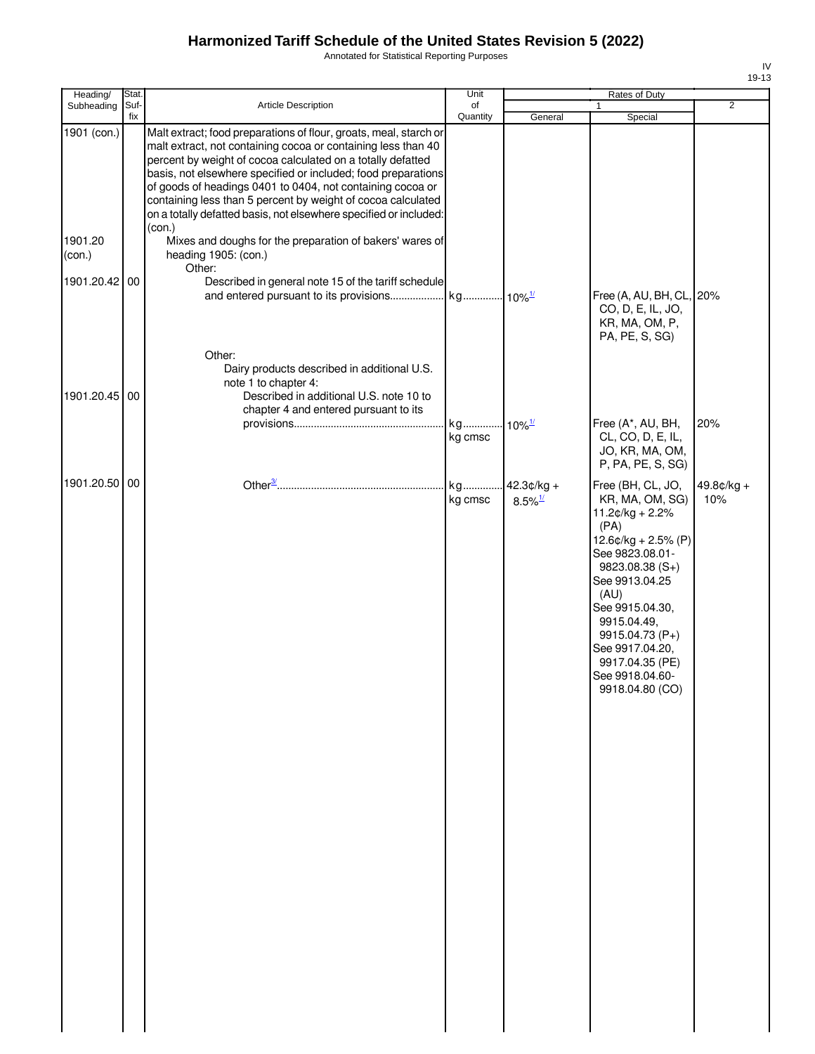# Harmonized Tariff Schedule of the United States Revision 5 (2022)

Annotated for Statistical Reporting Purposes

IV
19-13

| Heading/ Subheading | Stat. Suf- fix | Article Description | Unit of Quantity | Rates of Duty | | |
|---|---|---|---|---|---|---|
| | | | | 1 | | 2 |
| | | | | General | Special | |
| 1901 (con.) | | Malt extract; food preparations of flour, groats, meal, starch or malt extract, not containing cocoa or containing less than 40 percent by weight of cocoa calculated on a totally defatted basis, not elsewhere specified or included; food preparations of goods of headings 0401 to 0404, not containing cocoa or containing less than 5 percent by weight of cocoa calculated on a totally defatted basis, not elsewhere specified or included: (con.) | | | | |
| 1901.20 (con.) | | Mixes and doughs for the preparation of bakers' wares of heading 1905: (con.) | | | | |
| | | Other: | | | | |
| 1901.20.42 | 00 | Described in general note 15 of the tariff schedule and entered pursuant to its provisions | kg | 10%[1/] | Free (A, AU, BH, CL, CO, D, E, IL, JO, KR, MA, OM, P, PA, PE, S, SG) | 20% |
| | | Other: | | | | |
| | | Dairy products described in additional U.S. note 1 to chapter 4: | | | | |
| 1901.20.45 | 00 | Described in additional U.S. note 10 to chapter 4 and entered pursuant to its provisions | kg<br>kg cmsc | 10%[1/] | Free (A*, AU, BH, CL, CO, D, E, IL, JO, KR, MA, OM, P, PA, PE, S, SG) | 20% |
| 1901.20.50 | 00 | Other[3/] | kg<br>kg cmsc | 42.3¢/kg + 8.5%[1/] | Free (BH, CL, JO, KR, MA, OM, SG)<br>11.2¢/kg + 2.2% (PA)<br>12.6¢/kg + 2.5% (P)<br>See 9823.08.01-9823.08.38 (S+)<br>See 9913.04.25 (AU)<br>See 9915.04.30, 9915.04.49, 9915.04.73 (P+)<br>See 9917.04.20, 9917.04.35 (PE)<br>See 9918.04.60-9918.04.80 (CO) | 49.8¢/kg + 10% |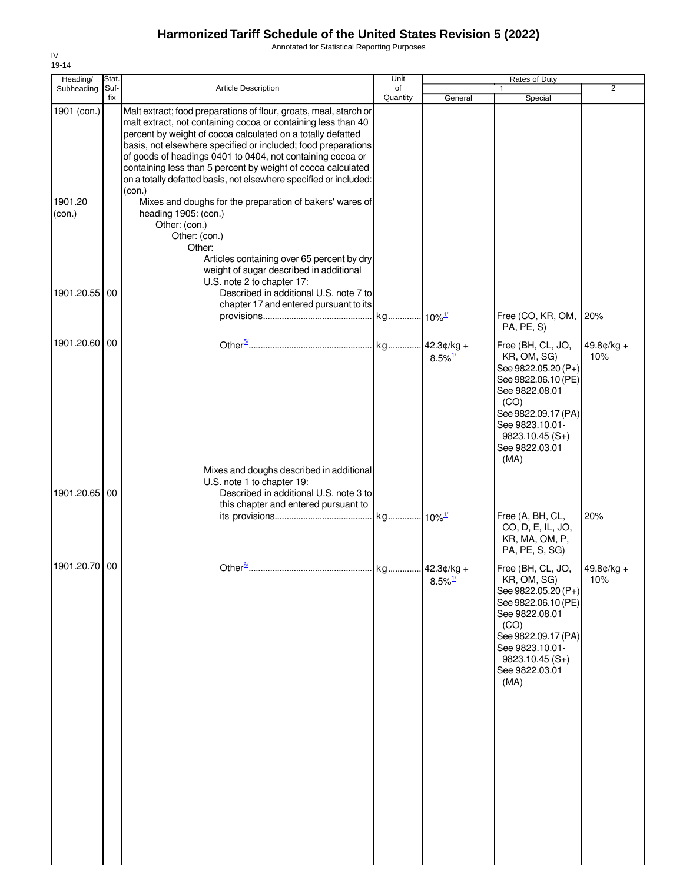# Harmonized Tariff Schedule of the United States Revision 5 (2022)

Annotated for Statistical Reporting Purposes

IV
19-14

| Heading/ Subheading | Stat. Suf- fix | Article Description | Unit of Quantity | Rates of Duty | | |
|---|---|---|---|---|---|---|
| | | | | 1 | | 2 |
| | | | | General | Special | |
| 1901 (con.) | | Malt extract; food preparations of flour, groats, meal, starch or malt extract, not containing cocoa or containing less than 40 percent by weight of cocoa calculated on a totally defatted basis, not elsewhere specified or included; food preparations of goods of headings 0401 to 0404, not containing cocoa or containing less than 5 percent by weight of cocoa calculated on a totally defatted basis, not elsewhere specified or included: (con.) | | | | |
| 1901.20 (con.) | | Mixes and doughs for the preparation of bakers' wares of heading 1905: (con.) | | | | |
| | | Other: (con.) | | | | |
| | | Other: (con.) | | | | |
| | | Other: | | | | |
| | | Articles containing over 65 percent by dry weight of sugar described in additional U.S. note 2 to chapter 17: | | | | |
| 1901.20.55 | 00 | Described in additional U.S. note 7 to chapter 17 and entered pursuant to its provisions | kg | 10%[1/] | Free (CO, KR, OM, PA, PE, S) | 20% |
| 1901.20.60 | 00 | Other[5/] | kg | 42.3¢/kg + 8.5%[1/] | Free (BH, CL, JO, KR, OM, SG) See 9822.05.20 (P+) See 9822.06.10 (PE) See 9822.08.01 (CO) See 9822.09.17 (PA) See 9823.10.01-9823.10.45 (S+) See 9822.03.01 (MA) | 49.8¢/kg + 10% |
| | | Mixes and doughs described in additional U.S. note 1 to chapter 19: | | | | |
| 1901.20.65 | 00 | Described in additional U.S. note 3 to this chapter and entered pursuant to its provisions | kg | 10%[1/] | Free (A, BH, CL, CO, D, E, IL, JO, KR, MA, OM, P, PA, PE, S, SG) | 20% |
| 1901.20.70 | 00 | Other[6/] | kg | 42.3¢/kg + 8.5%[1/] | Free (BH, CL, JO, KR, OM, SG) See 9822.05.20 (P+) See 9822.06.10 (PE) See 9822.08.01 (CO) See 9822.09.17 (PA) See 9823.10.01-9823.10.45 (S+) See 9822.03.01 (MA) | 49.8¢/kg + 10% |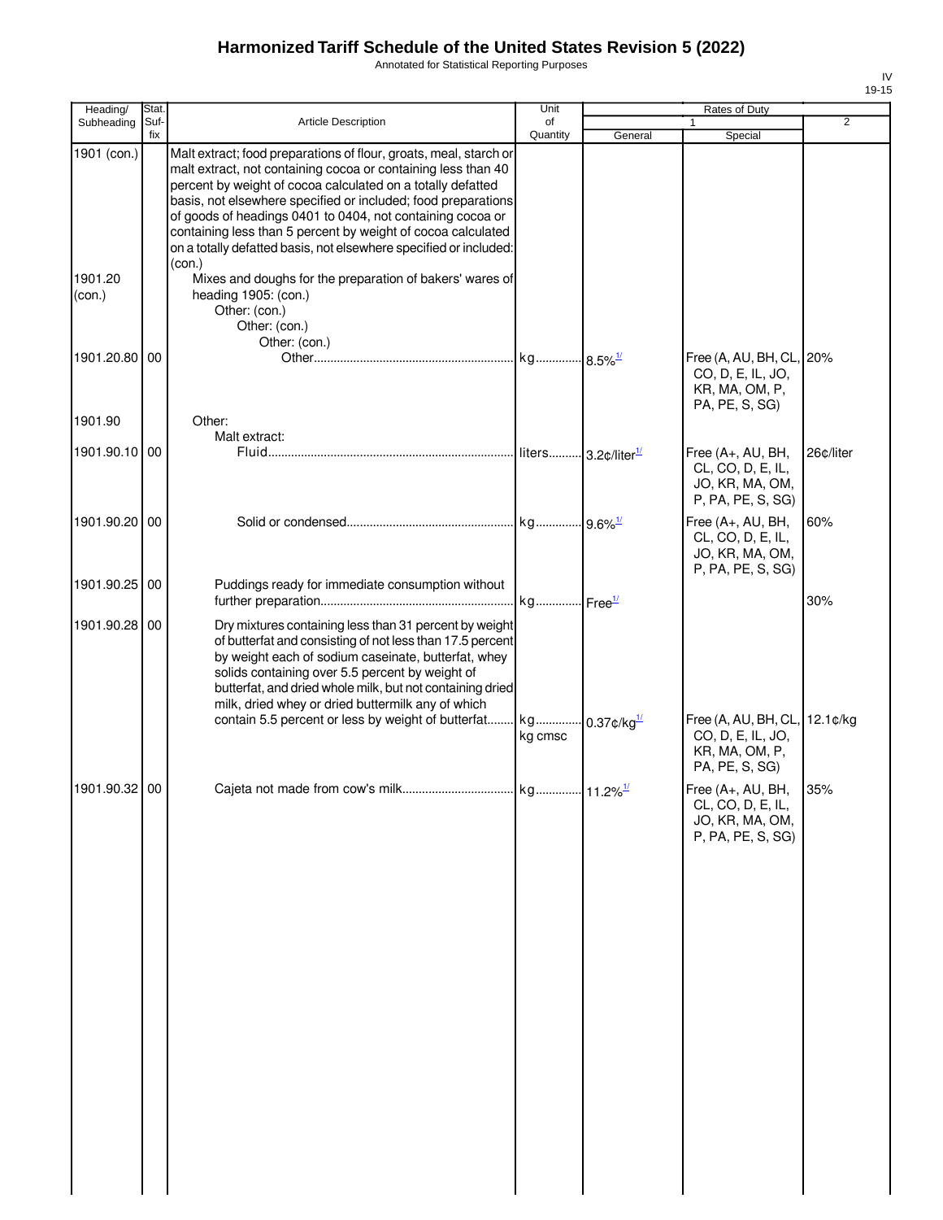# Harmonized Tariff Schedule of the United States Revision 5 (2022)

Annotated for Statistical Reporting Purposes

IV
19-15

| Heading/ Subheading | Stat. Suf- fix | Article Description | Unit of Quantity | Rates of Duty 1 General | Special | 2 |
|---|---|---|---|---|---|---|
| 1901 (con.) | | Malt extract; food preparations of flour, groats, meal, starch or malt extract, not containing cocoa or containing less than 40 percent by weight of cocoa calculated on a totally defatted basis, not elsewhere specified or included; food preparations of goods of headings 0401 to 0404, not containing cocoa or containing less than 5 percent by weight of cocoa calculated on a totally defatted basis, not elsewhere specified or included: (con.) | | | | |
| 1901.20 (con.) | | Mixes and doughs for the preparation of bakers' wares of heading 1905: (con.) | | | | |
| | | Other: (con.) | | | | |
| | | Other: (con.) | | | | |
| | | Other: (con.) | | | | |
| 1901.20.80 | 00 | Other | kg | 8.5%[1/] | Free (A, AU, BH, CL, CO, D, E, IL, JO, KR, MA, OM, P, PA, PE, S, SG) | 20% |
| 1901.90 | | Other: | | | | |
| | | Malt extract: | | | | |
| 1901.90.10 | 00 | Fluid | liters | 3.2¢/liter[1/] | Free (A+, AU, BH, CL, CO, D, E, IL, JO, KR, MA, OM, P, PA, PE, S, SG) | 26¢/liter |
| 1901.90.20 | 00 | Solid or condensed | kg | 9.6%[1/] | Free (A+, AU, BH, CL, CO, D, E, IL, JO, KR, MA, OM, P, PA, PE, S, SG) | 60% |
| 1901.90.25 | 00 | Puddings ready for immediate consumption without further preparation | kg | Free[1/] | | 30% |
| 1901.90.28 | 00 | Dry mixtures containing less than 31 percent by weight of butterfat and consisting of not less than 17.5 percent by weight each of sodium caseinate, butterfat, whey solids containing over 5.5 percent by weight of butterfat, and dried whole milk, but not containing dried milk, dried whey or dried buttermilk any of which contain 5.5 percent or less by weight of butterfat | kg<br>kg cmsc | 0.37¢/kg[1/] | Free (A, AU, BH, CL, CO, D, E, IL, JO, KR, MA, OM, P, PA, PE, S, SG) | 12.1¢/kg |
| 1901.90.32 | 00 | Cajeta not made from cow's milk | kg | 11.2%[1/] | Free (A+, AU, BH, CL, CO, D, E, IL, JO, KR, MA, OM, P, PA, PE, S, SG) | 35% |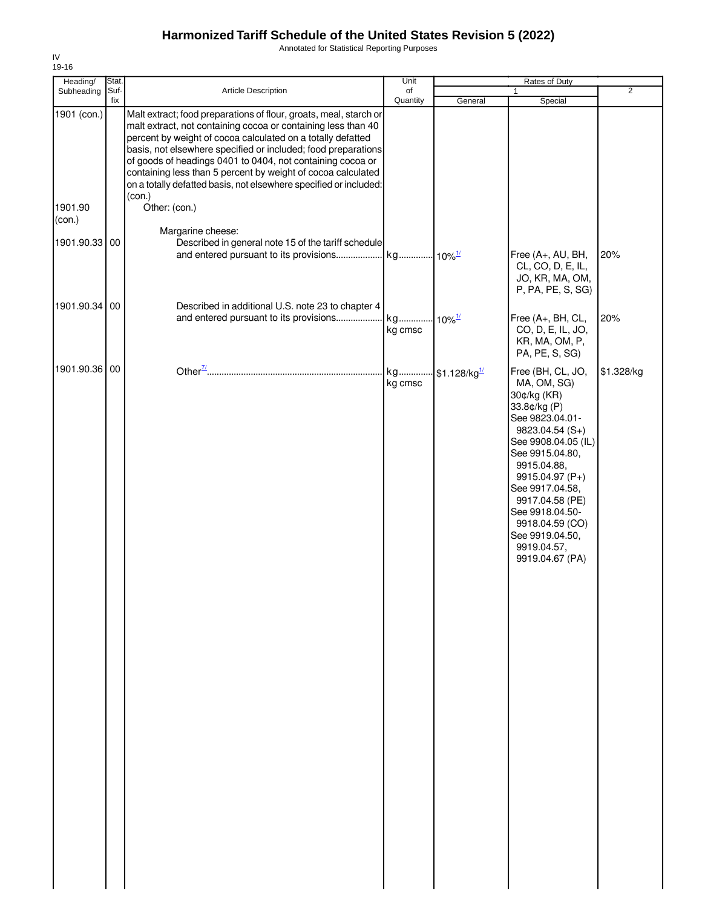# Harmonized Tariff Schedule of the United States Revision 5 (2022)

Annotated for Statistical Reporting Purposes

IV
19-16

| Heading/ Subheading | Stat. Suf-fix | Article Description | Unit of Quantity | Rates of Duty | | |
|---|---|---|---|---|---|---|
| | | | | 1 | | 2 |
| | | | | General | Special | |
| 1901 (con.) | | Malt extract; food preparations of flour, groats, meal, starch or malt extract, not containing cocoa or containing less than 40 percent by weight of cocoa calculated on a totally defatted basis, not elsewhere specified or included; food preparations of goods of headings 0401 to 0404, not containing cocoa or containing less than 5 percent by weight of cocoa calculated on a totally defatted basis, not elsewhere specified or included: (con.) | | | | |
| 1901.90 (con.) | | Other: (con.) | | | | |
| | | Margarine cheese: | | | | |
| 1901.90.33 | 00 | Described in general note 15 of the tariff schedule and entered pursuant to its provisions | kg | 10%[1/] | Free (A+, AU, BH, CL, CO, D, E, IL, JO, KR, MA, OM, P, PA, PE, S, SG) | 20% |
| 1901.90.34 | 00 | Described in additional U.S. note 23 to chapter 4 and entered pursuant to its provisions | kg<br>kg cmsc | 10%[1/] | Free (A+, BH, CL, CO, D, E, IL, JO, KR, MA, OM, P, PA, PE, S, SG) | 20% |
| 1901.90.36 | 00 | Other[7/] | kg<br>kg cmsc | $1.128/kg[1/] | Free (BH, CL, JO, MA, OM, SG)<br>30¢/kg (KR)<br>33.8¢/kg (P)<br>See 9823.04.01-9823.04.54 (S+)<br>See 9908.04.05 (IL)<br>See 9915.04.80, 9915.04.88, 9915.04.97 (P+)<br>See 9917.04.58, 9917.04.58 (PE)<br>See 9918.04.50-9918.04.59 (CO)<br>See 9919.04.50, 9919.04.57, 9919.04.67 (PA) | $1.328/kg |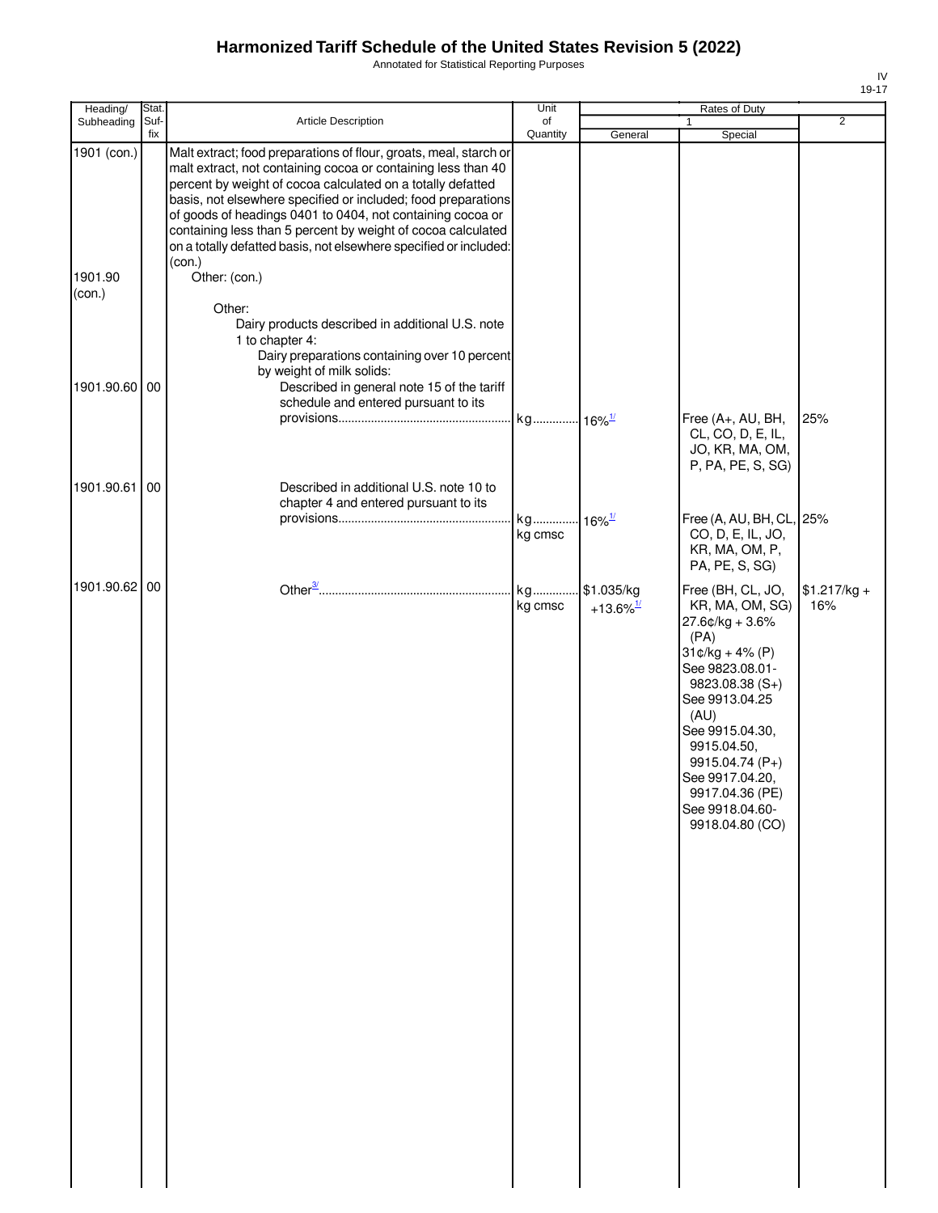# Harmonized Tariff Schedule of the United States Revision 5 (2022)

Annotated for Statistical Reporting Purposes

IV
19-17

| Heading/ Subheading | Stat. Suf-fix | Article Description | Unit of Quantity | Rates of Duty | | |
|---|---|---|---|---|---|---|
| | | | | 1 | | 2 |
| | | | | General | Special | |
| 1901 (con.) | | Malt extract; food preparations of flour, groats, meal, starch or malt extract, not containing cocoa or containing less than 40 percent by weight of cocoa calculated on a totally defatted basis, not elsewhere specified or included; food preparations of goods of headings 0401 to 0404, not containing cocoa or containing less than 5 percent by weight of cocoa calculated on a totally defatted basis, not elsewhere specified or included: (con.) | | | | |
| 1901.90 (con.) | | Other: (con.) | | | | |
| | | Other: | | | | |
| | | Dairy products described in additional U.S. note 1 to chapter 4: | | | | |
| | | Dairy preparations containing over 10 percent by weight of milk solids: | | | | |
| 1901.90.60 | 00 | Described in general note 15 of the tariff schedule and entered pursuant to its provisions | kg | 16%[1/] | Free (A+, AU, BH, CL, CO, D, E, IL, JO, KR, MA, OM, P, PA, PE, S, SG) | 25% |
| 1901.90.61 | 00 | Described in additional U.S. note 10 to chapter 4 and entered pursuant to its provisions | kg<br>kg cmsc | 16%[1/] | Free (A, AU, BH, CL, CO, D, E, IL, JO, KR, MA, OM, P, PA, PE, S, SG) | 25% |
| 1901.90.62 | 00 | Other[3/] | kg<br>kg cmsc | $1.035/kg +13.6%[1/] | Free (BH, CL, JO, KR, MA, OM, SG)<br>27.6¢/kg + 3.6% (PA)<br>31¢/kg + 4% (P)<br>See 9823.08.01-9823.08.38 (S+)<br>See 9913.04.25 (AU)<br>See 9915.04.30, 9915.04.50, 9915.04.74 (P+)<br>See 9917.04.20, 9917.04.36 (PE)<br>See 9918.04.60-9918.04.80 (CO) | $1.217/kg + 16% |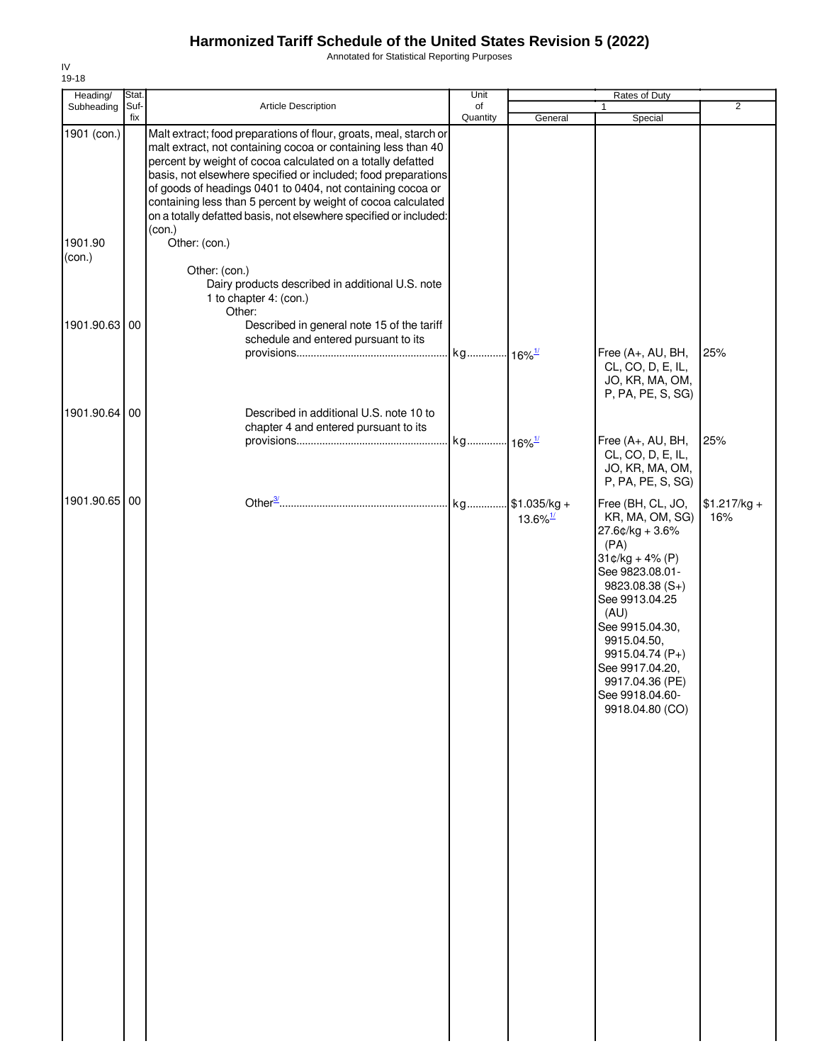# Harmonized Tariff Schedule of the United States Revision 5 (2022)

Annotated for Statistical Reporting Purposes

IV
19-18

| Heading/ Subheading | Stat. Suf-fix | Article Description | Unit of Quantity | Rates of Duty | | |
|---|---|---|---|---|---|---|
| | | | | 1 | | 2 |
| | | | | General | Special | |
| 1901 (con.) | | Malt extract; food preparations of flour, groats, meal, starch or malt extract, not containing cocoa or containing less than 40 percent by weight of cocoa calculated on a totally defatted basis, not elsewhere specified or included; food preparations of goods of headings 0401 to 0404, not containing cocoa or containing less than 5 percent by weight of cocoa calculated on a totally defatted basis, not elsewhere specified or included: (con.) | | | | |
| 1901.90 (con.) | | Other: (con.) | | | | |
| | | Other: (con.) | | | | |
| | | Dairy products described in additional U.S. note 1 to chapter 4: (con.) | | | | |
| | | Other: | | | | |
| 1901.90.63 | 00 | Described in general note 15 of the tariff schedule and entered pursuant to its provisions | kg | 16%[1/] | Free (A+, AU, BH, CL, CO, D, E, IL, JO, KR, MA, OM, P, PA, PE, S, SG) | 25% |
| 1901.90.64 | 00 | Described in additional U.S. note 10 to chapter 4 and entered pursuant to its provisions | kg | 16%[1/] | Free (A+, AU, BH, CL, CO, D, E, IL, JO, KR, MA, OM, P, PA, PE, S, SG) | 25% |
| 1901.90.65 | 00 | Other[3/] | kg | $1.035/kg + 13.6%[1/] | Free (BH, CL, JO, KR, MA, OM, SG)<br>27.6¢/kg + 3.6% (PA)<br>31¢/kg + 4% (P)<br>See 9823.08.01-9823.08.38 (S+)<br>See 9913.04.25 (AU)<br>See 9915.04.30, 9915.04.50, 9915.04.74 (P+)<br>See 9917.04.20, 9917.04.36 (PE)<br>See 9918.04.60-9918.04.80 (CO) | $1.217/kg + 16% |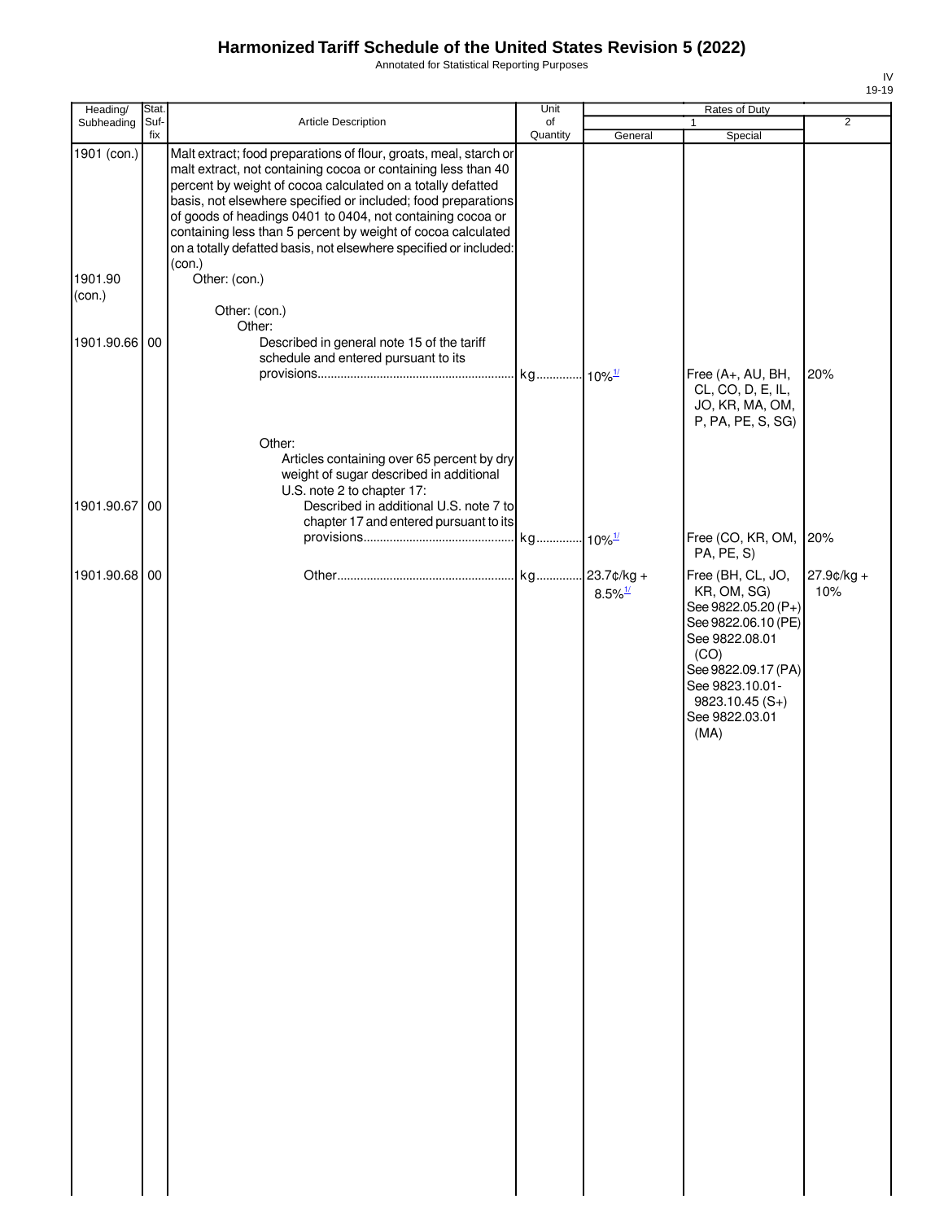# Harmonized Tariff Schedule of the United States Revision 5 (2022)

Annotated for Statistical Reporting Purposes

| Heading/ Subheading | Stat. Suf-fix | Article Description | Unit of Quantity | Rates of Duty 1 General | 1 Special | 2 |
|---|---|---|---|---|---|---|
| 1901 (con.) | | Malt extract; food preparations of flour, groats, meal, starch or malt extract, not containing cocoa or containing less than 40 percent by weight of cocoa calculated on a totally defatted basis, not elsewhere specified or included; food preparations of goods of headings 0401 to 0404, not containing cocoa or containing less than 5 percent by weight of cocoa calculated on a totally defatted basis, not elsewhere specified or included: (con.) | | | | |
| 1901.90 (con.) | | Other: (con.) | | | | |
| | | Other: (con.) | | | | |
| | | Other: | | | | |
| 1901.90.66 | 00 | Described in general note 15 of the tariff schedule and entered pursuant to its provisions | kg | 10%[1/] | Free (A+, AU, BH, CL, CO, D, E, IL, JO, KR, MA, OM, P, PA, PE, S, SG) | 20% |
| | | Other: | | | | |
| | | Articles containing over 65 percent by dry weight of sugar described in additional U.S. note 2 to chapter 17: | | | | |
| 1901.90.67 | 00 | Described in additional U.S. note 7 to chapter 17 and entered pursuant to its provisions | kg | 10%[1/] | Free (CO, KR, OM, PA, PE, S) | 20% |
| 1901.90.68 | 00 | Other | kg | 23.7¢/kg + 8.5%[1/] | Free (BH, CL, JO, KR, OM, SG) See 9822.05.20 (P+) See 9822.06.10 (PE) See 9822.08.01 (CO) See 9822.09.17 (PA) See 9823.10.01-9823.10.45 (S+) See 9822.03.01 (MA) | 27.9¢/kg + 10% |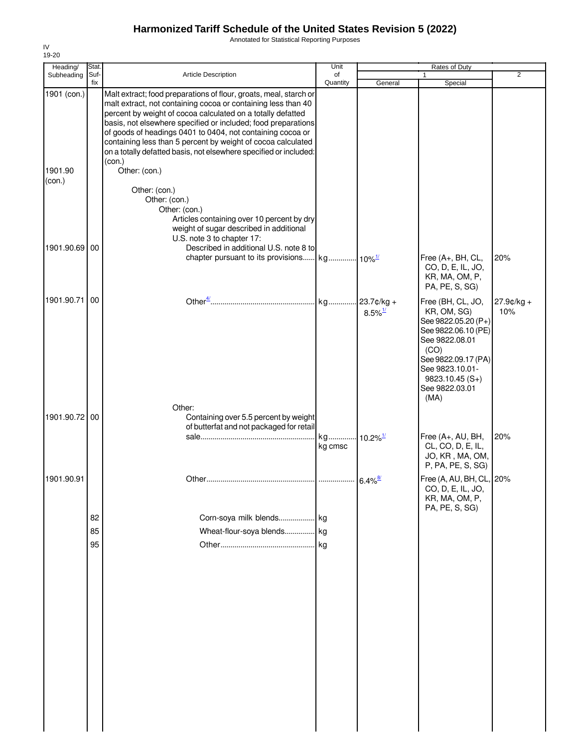# Harmonized Tariff Schedule of the United States Revision 5 (2022)

Annotated for Statistical Reporting Purposes

IV
19-20

| Heading/ Subheading | Stat. Suf- fix | Article Description | Unit of Quantity | Rates of Duty 1 General | Special | 2 |
|---|---|---|---|---|---|---|
| 1901 (con.) | | Malt extract; food preparations of flour, groats, meal, starch or malt extract, not containing cocoa or containing less than 40 percent by weight of cocoa calculated on a totally defatted basis, not elsewhere specified or included; food preparations of goods of headings 0401 to 0404, not containing cocoa or containing less than 5 percent by weight of cocoa calculated on a totally defatted basis, not elsewhere specified or included: (con.) | | | | |
| 1901.90 (con.) | | Other: (con.) | | | | |
| | | Other: (con.) | | | | |
| | | Other: (con.) | | | | |
| | | Other: (con.) | | | | |
| | | Articles containing over 10 percent by dry weight of sugar described in additional U.S. note 3 to chapter 17: | | | | |
| 1901.90.69 | 00 | Described in additional U.S. note 8 to chapter pursuant to its provisions | kg | 10%[1/] | Free (A+, BH, CL, CO, D, E, IL, JO, KR, MA, OM, P, PA, PE, S, SG) | 20% |
| 1901.90.71 | 00 | Other[4/] | kg | 23.7¢/kg + 8.5%[1/] | Free (BH, CL, JO, KR, OM, SG) See 9822.05.20 (P+) See 9822.06.10 (PE) See 9822.08.01 (CO) See 9822.09.17 (PA) See 9823.10.01-9823.10.45 (S+) See 9822.03.01 (MA) | 27.9¢/kg + 10% |
| | | Other: | | | | |
| 1901.90.72 | 00 | Containing over 5.5 percent by weight of butterfat and not packaged for retail sale | kg kg cmsc | 10.2%[1/] | Free (A+, AU, BH, CL, CO, D, E, IL, JO, KR , MA, OM, P, PA, PE, S, SG) | 20% |
| 1901.90.91 | | Other | | 6.4%[8/] | Free (A, AU, BH, CL, CO, D, E, IL, JO, KR, MA, OM, P, PA, PE, S, SG) | 20% |
| | 82 | Corn-soya milk blends | kg | | | |
| | 85 | Wheat-flour-soya blends | kg | | | |
| | 95 | Other | kg | | | |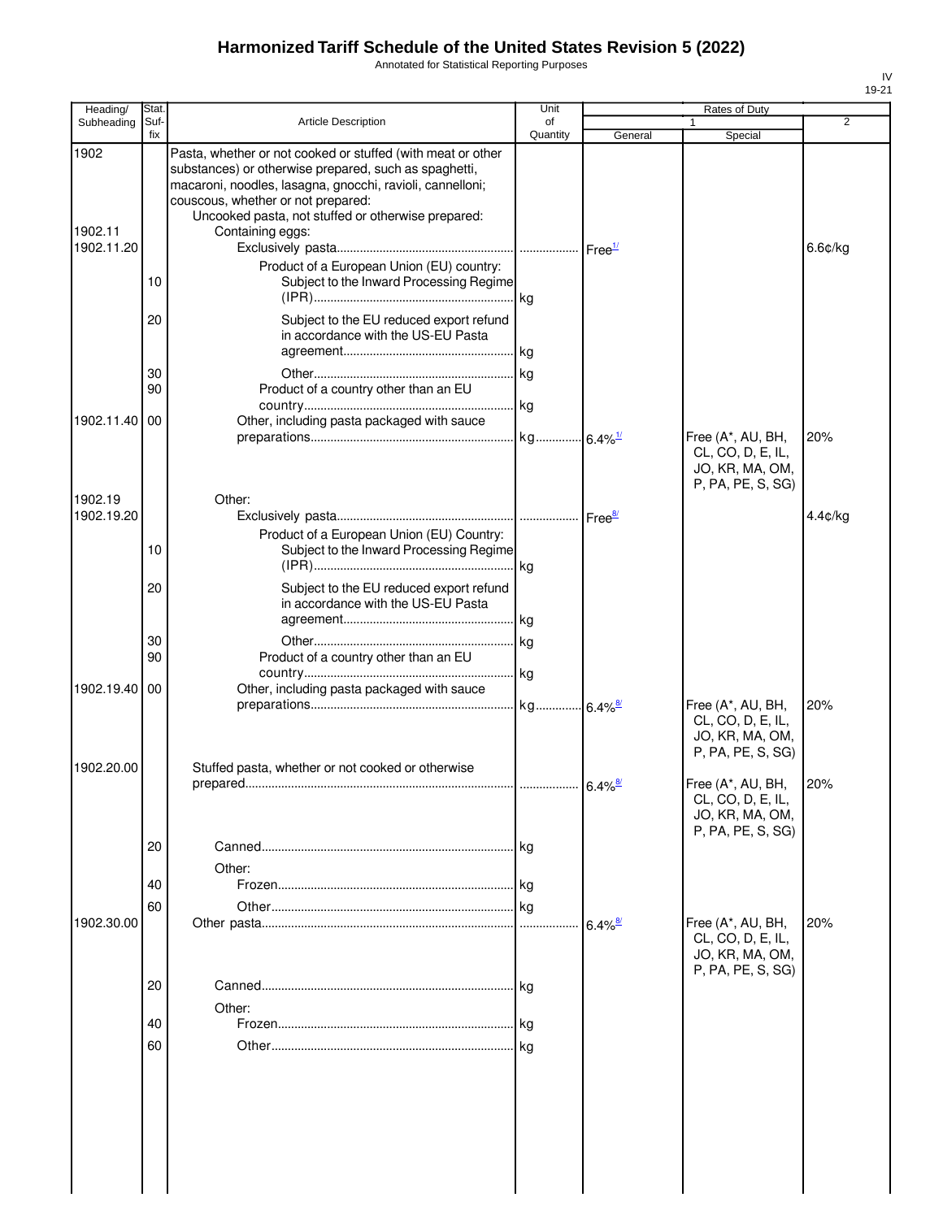# Harmonized Tariff Schedule of the United States Revision 5 (2022)

Annotated for Statistical Reporting Purposes

IV
19-21

| Heading/ Subheading | Stat. Suf-fix | Article Description | Unit of Quantity | Rates of Duty 1 General | Special | 2 |
|---|---|---|---|---|---|---|
| 1902 | | Pasta, whether or not cooked or stuffed (with meat or other substances) or otherwise prepared, such as spaghetti, macaroni, noodles, lasagna, gnocchi, ravioli, cannelloni; couscous, whether or not prepared: | | | | |
| | | Uncooked pasta, not stuffed or otherwise prepared: | | | | |
| 1902.11 | | Containing eggs: | | | | |
| 1902.11.20 | | Exclusively pasta | | Free[1/] | | 6.6¢/kg |
| | | Product of a European Union (EU) country: | | | | |
| | 10 | Subject to the Inward Processing Regime (IPR) | kg | | | |
| | 20 | Subject to the EU reduced export refund in accordance with the US-EU Pasta agreement | kg | | | |
| | 30 | Other | kg | | | |
| | 90 | Product of a country other than an EU country | kg | | | |
| 1902.11.40 | 00 | Other, including pasta packaged with sauce preparations | kg | 6.4%[1/] | Free (A*, AU, BH, CL, CO, D, E, IL, JO, KR, MA, OM, P, PA, PE, S, SG) | 20% |
| 1902.19 | | Other: | | | | |
| 1902.19.20 | | Exclusively pasta | | Free[8/] | | 4.4¢/kg |
| | | Product of a European Union (EU) Country: | | | | |
| | 10 | Subject to the Inward Processing Regime (IPR) | kg | | | |
| | 20 | Subject to the EU reduced export refund in accordance with the US-EU Pasta agreement | kg | | | |
| | 30 | Other | kg | | | |
| | 90 | Product of a country other than an EU country | kg | | | |
| 1902.19.40 | 00 | Other, including pasta packaged with sauce preparations | kg | 6.4%[8/] | Free (A*, AU, BH, CL, CO, D, E, IL, JO, KR, MA, OM, P, PA, PE, S, SG) | 20% |
| 1902.20.00 | | Stuffed pasta, whether or not cooked or otherwise prepared | | 6.4%[8/] | Free (A*, AU, BH, CL, CO, D, E, IL, JO, KR, MA, OM, P, PA, PE, S, SG) | 20% |
| | 20 | Canned | kg | | | |
| | | Other: | | | | |
| | 40 | Frozen | kg | | | |
| | 60 | Other | kg | | | |
| 1902.30.00 | | Other pasta | | 6.4%[8/] | Free (A*, AU, BH, CL, CO, D, E, IL, JO, KR, MA, OM, P, PA, PE, S, SG) | 20% |
| | 20 | Canned | kg | | | |
| | | Other: | | | | |
| | 40 | Frozen | kg | | | |
| | 60 | Other | kg | | | |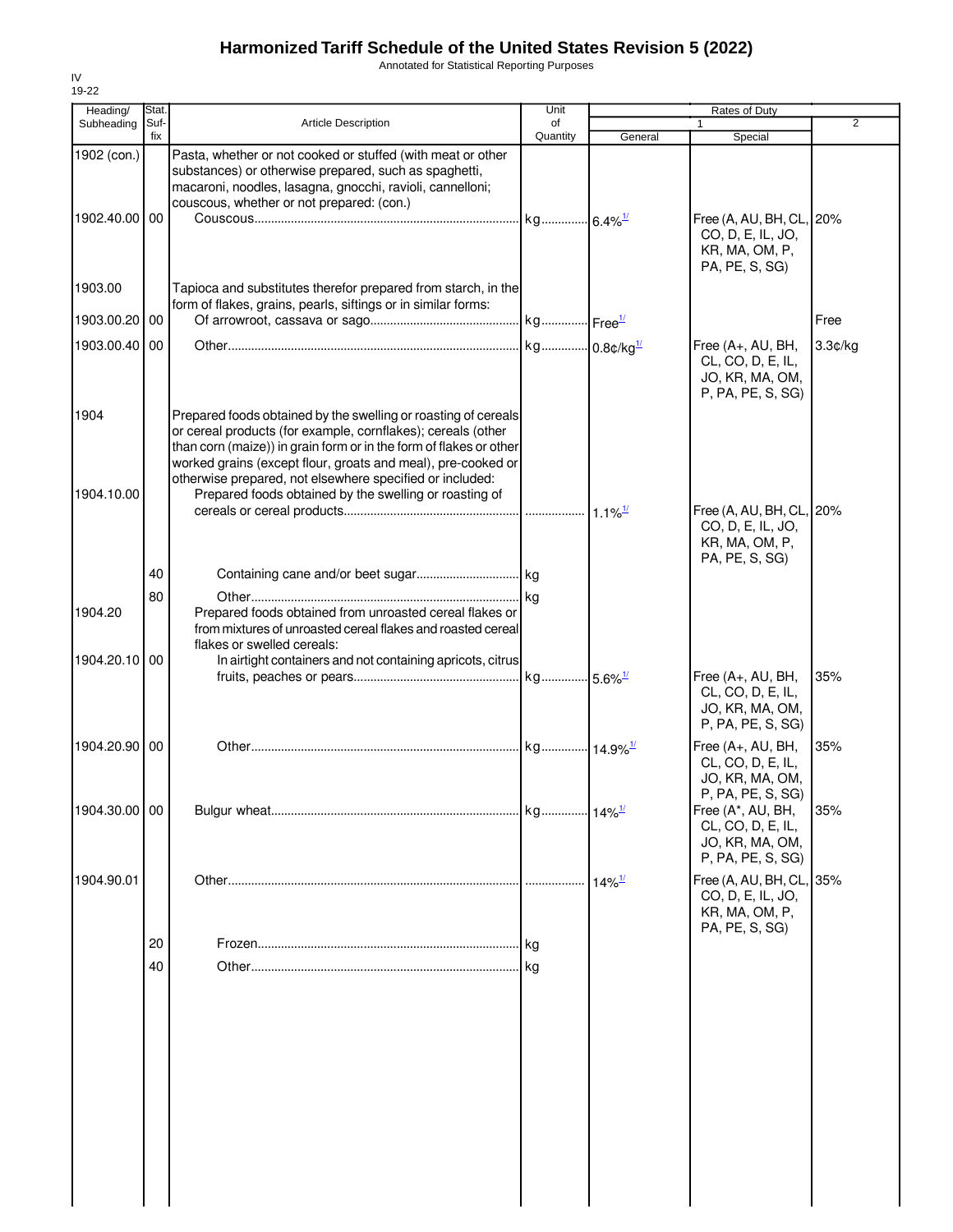# Harmonized Tariff Schedule of the United States Revision 5 (2022)

Annotated for Statistical Reporting Purposes

IV
19-22

| Heading/ Subheading | Stat. Suf-fix | Article Description | Unit of Quantity | Rates of Duty 1 General | Rates of Duty 1 Special | Rates of Duty 2 |
|---|---|---|---|---|---|---|
| 1902 (con.) | | Pasta, whether or not cooked or stuffed (with meat or other substances) or otherwise prepared, such as spaghetti, macaroni, noodles, lasagna, gnocchi, ravioli, cannelloni; couscous, whether or not prepared: (con.) | | | | |
| 1902.40.00 | 00 | Couscous | kg | 6.4%[1/] | Free (A, AU, BH, CL, CO, D, E, IL, JO, KR, MA, OM, P, PA, PE, S, SG) | 20% |
| 1903.00 | | Tapioca and substitutes therefor prepared from starch, in the form of flakes, grains, pearls, siftings or in similar forms: | | | | |
| 1903.00.20 | 00 | Of arrowroot, cassava or sago | kg | Free[1/] | | Free |
| 1903.00.40 | 00 | Other | kg | 0.8¢/kg[1/] | Free (A+, AU, BH, CL, CO, D, E, IL, JO, KR, MA, OM, P, PA, PE, S, SG) | 3.3¢/kg |
| 1904 | | Prepared foods obtained by the swelling or roasting of cereals or cereal products (for example, cornflakes); cereals (other than corn (maize)) in grain form or in the form of flakes or other worked grains (except flour, groats and meal), pre-cooked or otherwise prepared, not elsewhere specified or included: | | | | |
| 1904.10.00 | | Prepared foods obtained by the swelling or roasting of cereals or cereal products | | 1.1%[1/] | Free (A, AU, BH, CL, CO, D, E, IL, JO, KR, MA, OM, P, PA, PE, S, SG) | 20% |
| | 40 | Containing cane and/or beet sugar | kg | | | |
| | 80 | Other | kg | | | |
| 1904.20 | | Prepared foods obtained from unroasted cereal flakes or from mixtures of unroasted cereal flakes and roasted cereal flakes or swelled cereals: | | | | |
| 1904.20.10 | 00 | In airtight containers and not containing apricots, citrus fruits, peaches or pears | kg | 5.6%[1/] | Free (A+, AU, BH, CL, CO, D, E, IL, JO, KR, MA, OM, P, PA, PE, S, SG) | 35% |
| 1904.20.90 | 00 | Other | kg | 14.9%[1/] | Free (A+, AU, BH, CL, CO, D, E, IL, JO, KR, MA, OM, P, PA, PE, S, SG) | 35% |
| 1904.30.00 | 00 | Bulgur wheat | kg | 14%[1/] | Free (A*, AU, BH, CL, CO, D, E, IL, JO, KR, MA, OM, P, PA, PE, S, SG) | 35% |
| 1904.90.01 | | Other | | 14%[1/] | Free (A, AU, BH, CL, CO, D, E, IL, JO, KR, MA, OM, P, PA, PE, S, SG) | 35% |
| | 20 | Frozen | kg | | | |
| | 40 | Other | kg | | | |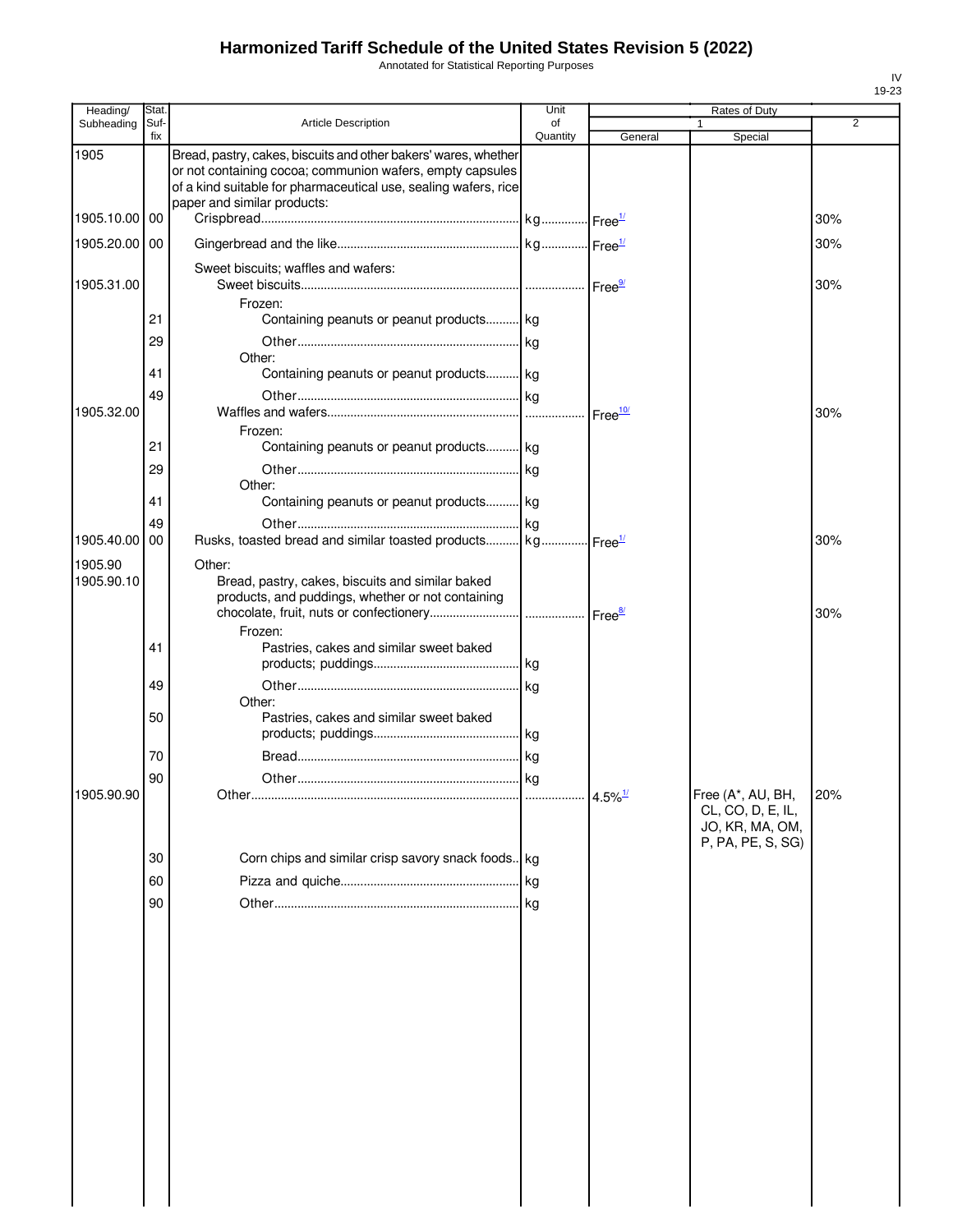# Harmonized Tariff Schedule of the United States Revision 5 (2022)

Annotated for Statistical Reporting Purposes

IV
19-23

| Heading/ Subheading | Stat. Suf- fix | Article Description | Unit of Quantity | Rates of Duty | | |
|---|---|---|---|---|---|---|
| | | | | 1 | | 2 |
| | | | | General | Special | |
| 1905 | | Bread, pastry, cakes, biscuits and other bakers' wares, whether or not containing cocoa; communion wafers, empty capsules of a kind suitable for pharmaceutical use, sealing wafers, rice paper and similar products: | | | | |
| 1905.10.00 | 00 | Crispbread | kg | Free[1/] | | 30% |
| 1905.20.00 | 00 | Gingerbread and the like | kg | Free[1/] | | 30% |
| | | Sweet biscuits; waffles and wafers: | | | | |
| 1905.31.00 | | Sweet biscuits | | Free[9/] | | 30% |
| | | Frozen: | | | | |
| | 21 | Containing peanuts or peanut products | kg | | | |
| | 29 | Other | kg | | | |
| | | Other: | | | | |
| | 41 | Containing peanuts or peanut products | kg | | | |
| | 49 | Other | kg | | | |
| 1905.32.00 | | Waffles and wafers | | Free[10/] | | 30% |
| | | Frozen: | | | | |
| | 21 | Containing peanuts or peanut products | kg | | | |
| | 29 | Other | kg | | | |
| | | Other: | | | | |
| | 41 | Containing peanuts or peanut products | kg | | | |
| | 49 | Other | kg | | | |
| 1905.40.00 | 00 | Rusks, toasted bread and similar toasted products | kg | Free[1/] | | 30% |
| 1905.90 | | Other: | | | | |
| 1905.90.10 | | Bread, pastry, cakes, biscuits and similar baked products, and puddings, whether or not containing chocolate, fruit, nuts or confectionery | | Free[8/] | | 30% |
| | | Frozen: | | | | |
| | 41 | Pastries, cakes and similar sweet baked products; puddings | kg | | | |
| | 49 | Other | kg | | | |
| | | Other: | | | | |
| | 50 | Pastries, cakes and similar sweet baked products; puddings | kg | | | |
| | 70 | Bread | kg | | | |
| | 90 | Other | kg | | | |
| 1905.90.90 | | Other | | 4.5%[1/] | Free (A*, AU, BH, CL, CO, D, E, IL, JO, KR, MA, OM, P, PA, PE, S, SG) | 20% |
| | 30 | Corn chips and similar crisp savory snack foods | kg | | | |
| | 60 | Pizza and quiche | kg | | | |
| | 90 | Other | kg | | | |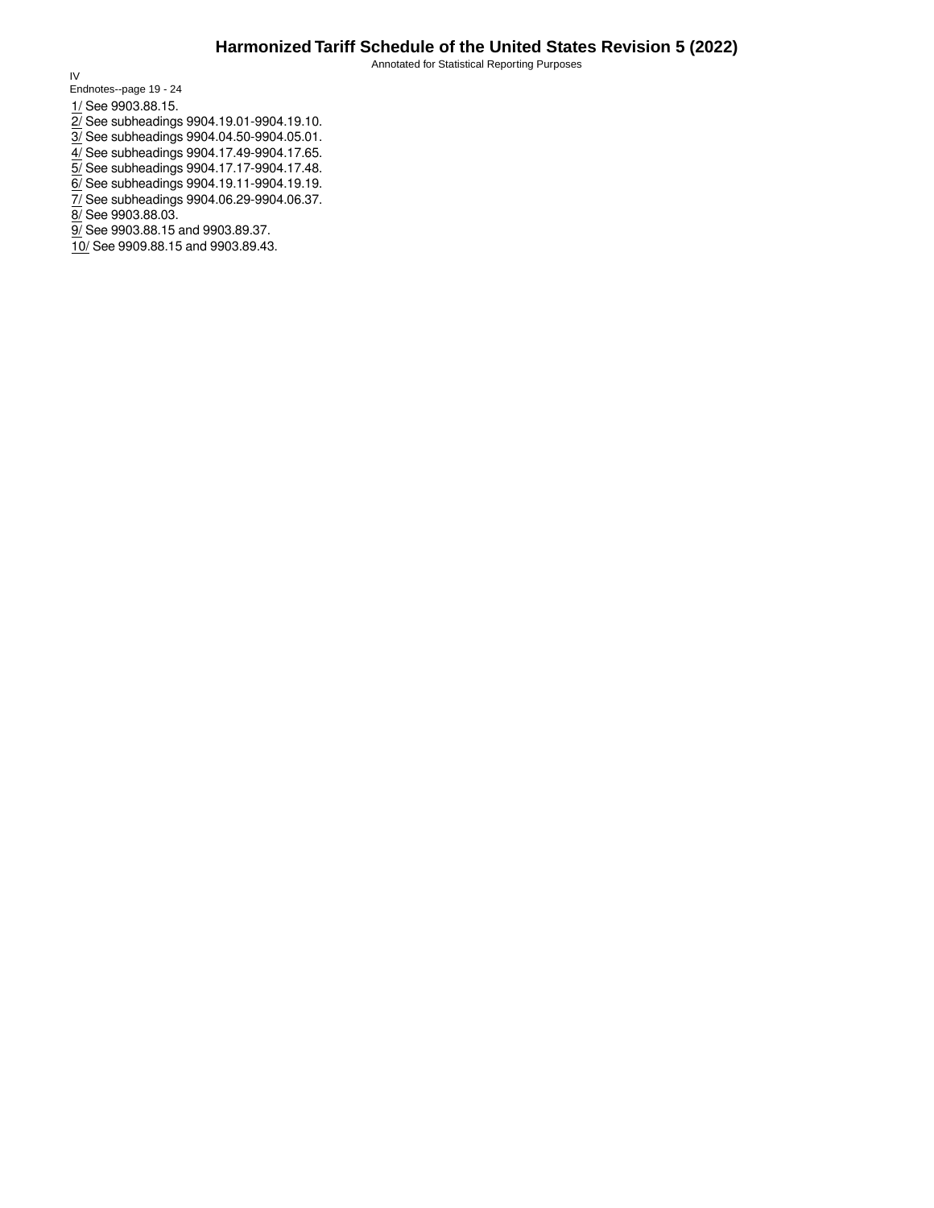IV

Endnotes--page 19 - 24

1/ See 9903.88.15.

2/ See subheadings 9904.19.01-9904.19.10.

3/ See subheadings 9904.04.50-9904.05.01.

4/ See subheadings 9904.17.49-9904.17.65.

5/ See subheadings 9904.17.17-9904.17.48.

6/ See subheadings 9904.19.11-9904.19.19.

7/ See subheadings 9904.06.29-9904.06.37.

8/ See 9903.88.03.

9/ See 9903.88.15 and 9903.89.37.

10/ See 9909.88.15 and 9903.89.43.